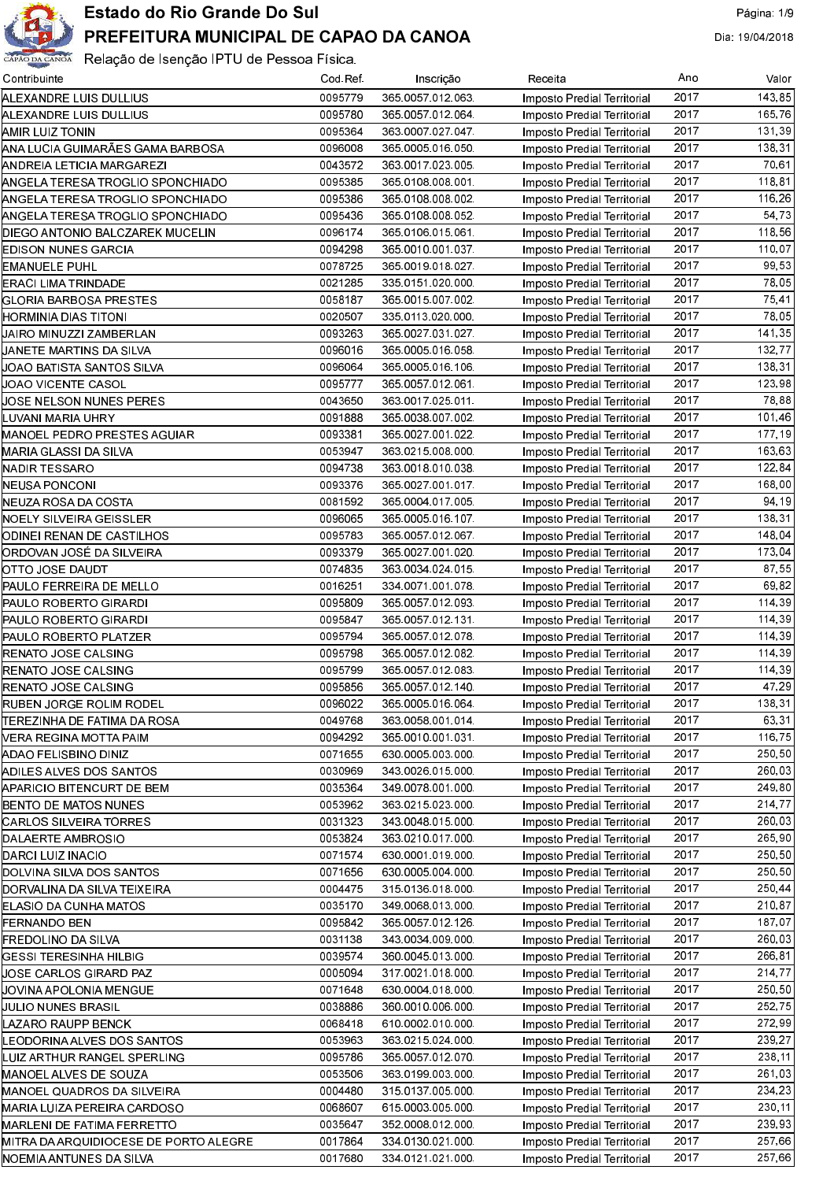# Estado do Rio Grande Do Sul

## PREFEITURA MUNICIPAL DE CAPAO DA CANOA

Relação de Isenção IPTU de Pessoa Física.

Dia: 19/04/2018

| Contribuinte | Cod.Ref. | Inscrição | Receita | Ano | Valor |
|---|---|---|---|---|---|
| ALEXANDRE LUIS DULLIUS | 0095779 | 365.0057.012.063. | Imposto Predial Territorial | 2017 | 143,85 |
| ALEXANDRE LUIS DULLIUS | 0095780 | 365.0057.012.064. | Imposto Predial Territorial | 2017 | 165,76 |
| AMIR LUIZ TONIN | 0095364 | 363.0007.027.047. | Imposto Predial Territorial | 2017 | 131,39 |
| ANA LUCIA GUIMARÃES GAMA BARBOSA | 0096008 | 365.0005.016.050. | Imposto Predial Territorial | 2017 | 138,31 |
| ANDREIA LETICIA MARGAREZI | 0043572 | 363.0017.023.005. | Imposto Predial Territorial | 2017 | 70,61 |
| ANGELA TERESA TROGLIO SPONCHIADO | 0095385 | 365.0108.008.001. | Imposto Predial Territorial | 2017 | 118,81 |
| ANGELA TERESA TROGLIO SPONCHIADO | 0095386 | 365.0108.008.002. | Imposto Predial Territorial | 2017 | 116,26 |
| ANGELA TERESA TROGLIO SPONCHIADO | 0095436 | 365.0108.008.052. | Imposto Predial Territorial | 2017 | 54,73 |
| DIEGO ANTONIO BALCZAREK MUCELIN | 0096174 | 365.0106.015.061. | Imposto Predial Territorial | 2017 | 118,56 |
| EDISON NUNES GARCIA | 0094298 | 365.0010.001.037. | Imposto Predial Territorial | 2017 | 110,07 |
| EMANUELE PUHL | 0078725 | 365.0019.018.027. | Imposto Predial Territorial | 2017 | 99,53 |
| ERACI LIMA TRINDADE | 0021285 | 335.0151.020.000. | Imposto Predial Territorial | 2017 | 78,05 |
| GLORIA BARBOSA PRESTES | 0058187 | 365.0015.007.002. | Imposto Predial Territorial | 2017 | 75,41 |
| HORMINIA DIAS TITONI | 0020507 | 335.0113.020.000. | Imposto Predial Territorial | 2017 | 78,05 |
| JAIRO MINUZZI ZAMBERLAN | 0093263 | 365.0027.031.027. | Imposto Predial Territorial | 2017 | 141,35 |
| JANETE MARTINS DA SILVA | 0096016 | 365.0005.016.058. | Imposto Predial Territorial | 2017 | 132,77 |
| JOAO BATISTA SANTOS SILVA | 0096064 | 365.0005.016.106. | Imposto Predial Territorial | 2017 | 138,31 |
| JOAO VICENTE CASOL | 0095777 | 365.0057.012.061. | Imposto Predial Territorial | 2017 | 123,98 |
| JOSE NELSON NUNES PERES | 0043650 | 363.0017.025.011. | Imposto Predial Territorial | 2017 | 78,88 |
| LUVANI MARIA UHRY | 0091888 | 365.0038.007.002. | Imposto Predial Territorial | 2017 | 101,46 |
| MANOEL PEDRO PRESTES AGUIAR | 0093381 | 365.0027.001.022. | Imposto Predial Territorial | 2017 | 177,19 |
| MARIA GLASSI DA SILVA | 0053947 | 363.0215.008.000. | Imposto Predial Territorial | 2017 | 163,63 |
| NADIR TESSARO | 0094738 | 363.0018.010.038. | Imposto Predial Territorial | 2017 | 122,84 |
| NEUSA PONCONI | 0093376 | 365.0027.001.017. | Imposto Predial Territorial | 2017 | 168,00 |
| NEUZA ROSA DA COSTA | 0081592 | 365.0004.017.005. | Imposto Predial Territorial | 2017 | 94,19 |
| NOELY SILVEIRA GEISSLER | 0096065 | 365.0005.016.107. | Imposto Predial Territorial | 2017 | 138,31 |
| ODINEI RENAN DE CASTILHOS | 0095783 | 365.0057.012.067. | Imposto Predial Territorial | 2017 | 148,04 |
| ORDOVAN JOSÉ DA SILVEIRA | 0093379 | 365.0027.001.020. | Imposto Predial Territorial | 2017 | 173,04 |
| OTTO JOSE DAUDT | 0074835 | 363.0034.024.015. | Imposto Predial Territorial | 2017 | 87,55 |
| PAULO FERREIRA DE MELLO | 0016251 | 334.0071.001.078. | Imposto Predial Territorial | 2017 | 69,82 |
| PAULO ROBERTO GIRARDI | 0095809 | 365.0057.012.093. | Imposto Predial Territorial | 2017 | 114,39 |
| PAULO ROBERTO GIRARDI | 0095847 | 365.0057.012.131. | Imposto Predial Territorial | 2017 | 114,39 |
| PAULO ROBERTO PLATZER | 0095794 | 365.0057.012.078. | Imposto Predial Territorial | 2017 | 114,39 |
| RENATO JOSE CALSING | 0095798 | 365.0057.012.082. | Imposto Predial Territorial | 2017 | 114,39 |
| RENATO JOSE CALSING | 0095799 | 365.0057.012.083. | Imposto Predial Territorial | 2017 | 114,39 |
| RENATO JOSE CALSING | 0095856 | 365.0057.012.140. | Imposto Predial Territorial | 2017 | 47,29 |
| RUBEN JORGE ROLIM RODEL | 0096022 | 365.0005.016.064. | Imposto Predial Territorial | 2017 | 138,31 |
| TEREZINHA DE FATIMA DA ROSA | 0049768 | 363.0058.001.014. | Imposto Predial Territorial | 2017 | 63,31 |
| VERA REGINA MOTTA PAIM | 0094292 | 365.0010.001.031. | Imposto Predial Territorial | 2017 | 116,75 |
| ADAO FELISBINO DINIZ | 0071655 | 630.0005.003.000. | Imposto Predial Territorial | 2017 | 250,50 |
| ADILES ALVES DOS SANTOS | 0030969 | 343.0026.015.000. | Imposto Predial Territorial | 2017 | 260,03 |
| APARICIO BITENCURT DE BEM | 0035364 | 349.0078.001.000. | Imposto Predial Territorial | 2017 | 249,80 |
| BENTO DE MATOS NUNES | 0053962 | 363.0215.023.000. | Imposto Predial Territorial | 2017 | 214,77 |
| CARLOS SILVEIRA TORRES | 0031323 | 343.0048.015.000. | Imposto Predial Territorial | 2017 | 260,03 |
| DALAERTE AMBROSIO | 0053824 | 363.0210.017.000. | Imposto Predial Territorial | 2017 | 265,90 |
| DARCI LUIZ INACIO | 0071574 | 630.0001.019.000. | Imposto Predial Territorial | 2017 | 250,50 |
| DOLVINA SILVA DOS SANTOS | 0071656 | 630.0005.004.000. | Imposto Predial Territorial | 2017 | 250,50 |
| DORVALINA DA SILVA TEIXEIRA | 0004475 | 315.0136.018.000. | Imposto Predial Territorial | 2017 | 250,44 |
| ELASIO DA CUNHA MATOS | 0035170 | 349.0068.013.000. | Imposto Predial Territorial | 2017 | 210,87 |
| FERNANDO BEN | 0095842 | 365.0057.012.126. | Imposto Predial Territorial | 2017 | 187,07 |
| FREDOLINO DA SILVA | 0031138 | 343.0034.009.000. | Imposto Predial Territorial | 2017 | 260,03 |
| GESSI TERESINHA HILBIG | 0039574 | 360.0045.013.000. | Imposto Predial Territorial | 2017 | 266,81 |
| JOSE CARLOS GIRARD PAZ | 0005094 | 317.0021.018.000. | Imposto Predial Territorial | 2017 | 214,77 |
| JOVINA APOLONIA MENGUE | 0071648 | 630.0004.018.000. | Imposto Predial Territorial | 2017 | 250,50 |
| JULIO NUNES BRASIL | 0038886 | 360.0010.006.000. | Imposto Predial Territorial | 2017 | 252,75 |
| LAZARO RAUPP BENCK | 0068418 | 610.0002.010.000. | Imposto Predial Territorial | 2017 | 272,99 |
| LEODORINA ALVES DOS SANTOS | 0053963 | 363.0215.024.000. | Imposto Predial Territorial | 2017 | 239,27 |
| LUIZ ARTHUR RANGEL SPERLING | 0095786 | 365.0057.012.070. | Imposto Predial Territorial | 2017 | 238,11 |
| MANOEL ALVES DE SOUZA | 0053506 | 363.0199.003.000. | Imposto Predial Territorial | 2017 | 261,03 |
| MANOEL QUADROS DA SILVEIRA | 0004480 | 315.0137.005.000. | Imposto Predial Territorial | 2017 | 234,23 |
| MARIA LUIZA PEREIRA CARDOSO | 0068607 | 615.0003.005.000. | Imposto Predial Territorial | 2017 | 230,11 |
| MARLENI DE FATIMA FERRETTO | 0035647 | 352.0008.012.000. | Imposto Predial Territorial | 2017 | 239,93 |
| MITRA DA ARQUIDIOCESE DE PORTO ALEGRE | 0017864 | 334.0130.021.000. | Imposto Predial Territorial | 2017 | 257,66 |
| NOEMIA ANTUNES DA SILVA | 0017680 | 334.0121.021.000. | Imposto Predial Territorial | 2017 | 257,66 |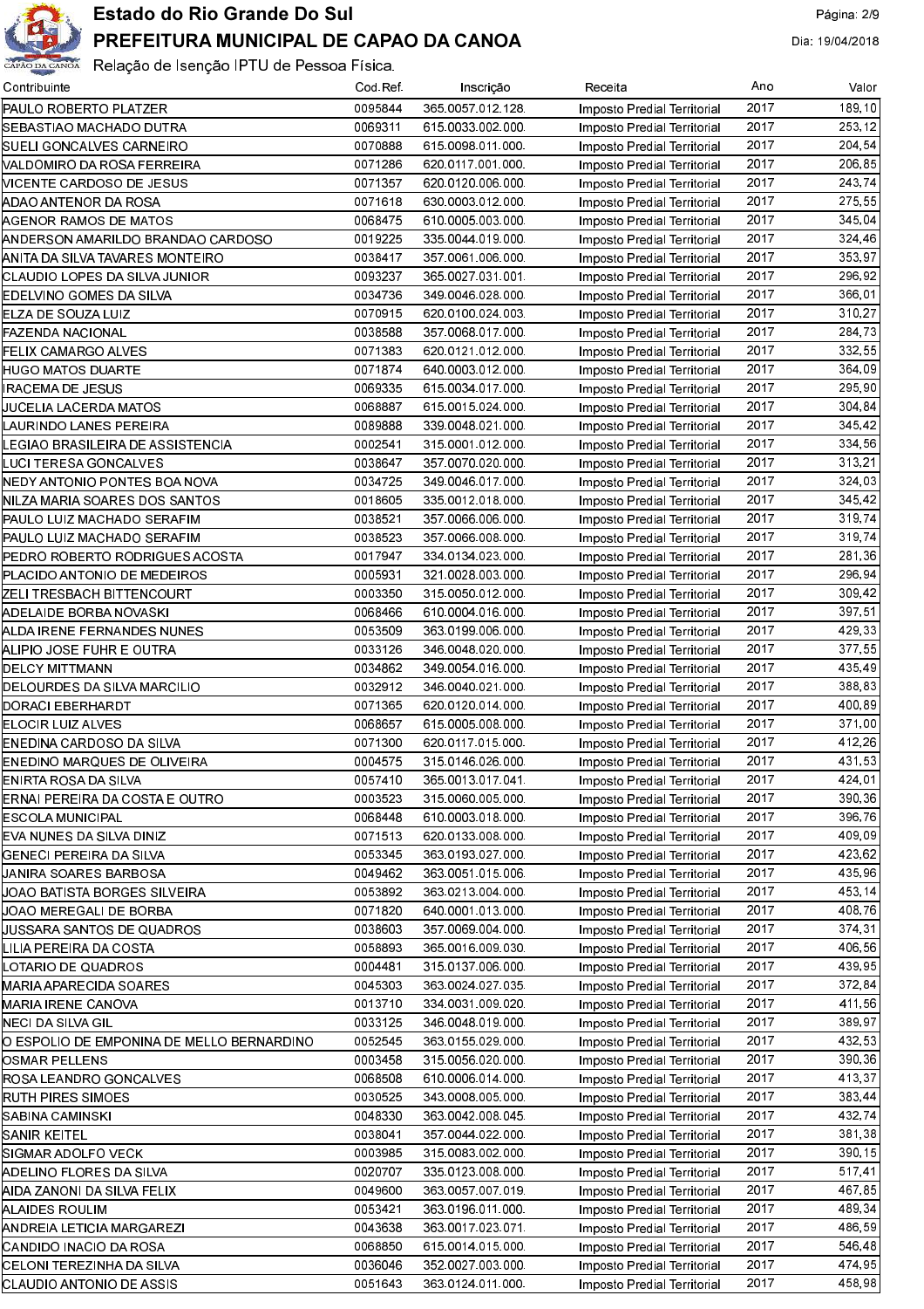# Estado do Rio Grande Do Sul

## PREFEITURA MUNICIPAL DE CAPAO DA CANOA

Relação de Isenção IPTU de Pessoa Física.

| Contribuinte | Cod.Ref. | Inscrição | Receita | Ano | Valor |
|---|---|---|---|---|---|
| PAULO ROBERTO PLATZER | 0095844 | 365.0057.012.128. | Imposto Predial Territorial | 2017 | 189,10 |
| SEBASTIAO MACHADO DUTRA | 0069311 | 615.0033.002.000. | Imposto Predial Territorial | 2017 | 253,12 |
| SUELI GONCALVES CARNEIRO | 0070888 | 615.0098.011.000. | Imposto Predial Territorial | 2017 | 204,54 |
| VALDOMIRO DA ROSA FERREIRA | 0071286 | 620.0117.001.000. | Imposto Predial Territorial | 2017 | 206,85 |
| VICENTE CARDOSO DE JESUS | 0071357 | 620.0120.006.000. | Imposto Predial Territorial | 2017 | 243,74 |
| ADAO ANTENOR DA ROSA | 0071618 | 630.0003.012.000. | Imposto Predial Territorial | 2017 | 275,55 |
| AGENOR RAMOS DE MATOS | 0068475 | 610.0005.003.000. | Imposto Predial Territorial | 2017 | 345,04 |
| ANDERSON AMARILDO BRANDAO CARDOSO | 0019225 | 335.0044.019.000. | Imposto Predial Territorial | 2017 | 324,46 |
| ANITA DA SILVA TAVARES MONTEIRO | 0038417 | 357.0061.006.000. | Imposto Predial Territorial | 2017 | 353,97 |
| CLAUDIO LOPES DA SILVA JUNIOR | 0093237 | 365.0027.031.001. | Imposto Predial Territorial | 2017 | 296,92 |
| EDELVINO GOMES DA SILVA | 0034736 | 349.0046.028.000. | Imposto Predial Territorial | 2017 | 366,01 |
| ELZA DE SOUZA LUIZ | 0070915 | 620.0100.024.003. | Imposto Predial Territorial | 2017 | 310,27 |
| FAZENDA NACIONAL | 0038588 | 357.0068.017.000. | Imposto Predial Territorial | 2017 | 284,73 |
| FELIX CAMARGO ALVES | 0071383 | 620.0121.012.000. | Imposto Predial Territorial | 2017 | 332,55 |
| HUGO MATOS DUARTE | 0071874 | 640.0003.012.000. | Imposto Predial Territorial | 2017 | 364,09 |
| IRACEMA DE JESUS | 0069335 | 615.0034.017.000. | Imposto Predial Territorial | 2017 | 295,90 |
| JUCELIA LACERDA MATOS | 0068887 | 615.0015.024.000. | Imposto Predial Territorial | 2017 | 304,84 |
| LAURINDO LANES PEREIRA | 0089888 | 339.0048.021.000. | Imposto Predial Territorial | 2017 | 345,42 |
| LEGIAO BRASILEIRA DE ASSISTENCIA | 0002541 | 315.0001.012.000. | Imposto Predial Territorial | 2017 | 334,56 |
| LUCI TERESA GONCALVES | 0038647 | 357.0070.020.000. | Imposto Predial Territorial | 2017 | 313,21 |
| NEDY ANTONIO PONTES BOA NOVA | 0034725 | 349.0046.017.000. | Imposto Predial Territorial | 2017 | 324,03 |
| NILZA MARIA SOARES DOS SANTOS | 0018605 | 335.0012.018.000. | Imposto Predial Territorial | 2017 | 345,42 |
| PAULO LUIZ MACHADO SERAFIM | 0038521 | 357.0066.006.000. | Imposto Predial Territorial | 2017 | 319,74 |
| PAULO LUIZ MACHADO SERAFIM | 0038523 | 357.0066.008.000. | Imposto Predial Territorial | 2017 | 319,74 |
| PEDRO ROBERTO RODRIGUES ACOSTA | 0017947 | 334.0134.023.000. | Imposto Predial Territorial | 2017 | 281,36 |
| PLACIDO ANTONIO DE MEDEIROS | 0005931 | 321.0028.003.000. | Imposto Predial Territorial | 2017 | 296,94 |
| ZELI TRESBACH BITTENCOURT | 0003350 | 315.0050.012.000. | Imposto Predial Territorial | 2017 | 309,42 |
| ADELAIDE BORBA NOVASKI | 0068466 | 610.0004.016.000. | Imposto Predial Territorial | 2017 | 397,51 |
| ALDA IRENE FERNANDES NUNES | 0053509 | 363.0199.006.000. | Imposto Predial Territorial | 2017 | 429,33 |
| ALIPIO JOSE FUHR E OUTRA | 0033126 | 346.0048.020.000. | Imposto Predial Territorial | 2017 | 377,55 |
| DELCY MITTMANN | 0034862 | 349.0054.016.000. | Imposto Predial Territorial | 2017 | 435,49 |
| DELOURDES DA SILVA MARCILIO | 0032912 | 346.0040.021.000. | Imposto Predial Territorial | 2017 | 388,83 |
| DORACI EBERHARDT | 0071365 | 620.0120.014.000. | Imposto Predial Territorial | 2017 | 400,89 |
| ELOCIR LUIZ ALVES | 0068657 | 615.0005.008.000. | Imposto Predial Territorial | 2017 | 371,00 |
| ENEDINA CARDOSO DA SILVA | 0071300 | 620.0117.015.000. | Imposto Predial Territorial | 2017 | 412,26 |
| ENEDINO MARQUES DE OLIVEIRA | 0004575 | 315.0146.026.000. | Imposto Predial Territorial | 2017 | 431,53 |
| ENIRTA ROSA DA SILVA | 0057410 | 365.0013.017.041. | Imposto Predial Territorial | 2017 | 424,01 |
| ERNAI PEREIRA DA COSTA E OUTRO | 0003523 | 315.0060.005.000. | Imposto Predial Territorial | 2017 | 390,36 |
| ESCOLA MUNICIPAL | 0068448 | 610.0003.018.000. | Imposto Predial Territorial | 2017 | 396,76 |
| EVA NUNES DA SILVA DINIZ | 0071513 | 620.0133.008.000. | Imposto Predial Territorial | 2017 | 409,09 |
| GENECI PEREIRA DA SILVA | 0053345 | 363.0193.027.000. | Imposto Predial Territorial | 2017 | 423,62 |
| JANIRA SOARES BARBOSA | 0049462 | 363.0051.015.006. | Imposto Predial Territorial | 2017 | 435,96 |
| JOAO BATISTA BORGES SILVEIRA | 0053892 | 363.0213.004.000. | Imposto Predial Territorial | 2017 | 453,14 |
| JOAO MEREGALI DE BORBA | 0071820 | 640.0001.013.000. | Imposto Predial Territorial | 2017 | 408,76 |
| JUSSARA SANTOS DE QUADROS | 0038603 | 357.0069.004.000. | Imposto Predial Territorial | 2017 | 374,31 |
| LILIA PEREIRA DA COSTA | 0058893 | 365.0016.009.030. | Imposto Predial Territorial | 2017 | 406,56 |
| LOTARIO DE QUADROS | 0004481 | 315.0137.006.000. | Imposto Predial Territorial | 2017 | 439,95 |
| MARIA APARECIDA SOARES | 0045303 | 363.0024.027.035. | Imposto Predial Territorial | 2017 | 372,84 |
| MARIA IRENE CANOVA | 0013710 | 334.0031.009.020. | Imposto Predial Territorial | 2017 | 411,56 |
| NECI DA SILVA GIL | 0033125 | 346.0048.019.000. | Imposto Predial Territorial | 2017 | 389,97 |
| O ESPOLIO DE EMPONINA DE MELLO BERNARDINO | 0052545 | 363.0155.029.000. | Imposto Predial Territorial | 2017 | 432,53 |
| OSMAR PELLENS | 0003458 | 315.0056.020.000. | Imposto Predial Territorial | 2017 | 390,36 |
| ROSA LEANDRO GONCALVES | 0068508 | 610.0006.014.000. | Imposto Predial Territorial | 2017 | 413,37 |
| RUTH PIRES SIMOES | 0030525 | 343.0008.005.000. | Imposto Predial Territorial | 2017 | 383,44 |
| SABINA CAMINSKI | 0048330 | 363.0042.008.045. | Imposto Predial Territorial | 2017 | 432,74 |
| SANIR KEITEL | 0038041 | 357.0044.022.000. | Imposto Predial Territorial | 2017 | 381,38 |
| SIGMAR ADOLFO VECK | 0003985 | 315.0083.002.000. | Imposto Predial Territorial | 2017 | 390,15 |
| ADELINO FLORES DA SILVA | 0020707 | 335.0123.008.000. | Imposto Predial Territorial | 2017 | 517,41 |
| AIDA ZANONI DA SILVA FELIX | 0049600 | 363.0057.007.019. | Imposto Predial Territorial | 2017 | 467,85 |
| ALAIDES ROULIM | 0053421 | 363.0196.011.000. | Imposto Predial Territorial | 2017 | 489,34 |
| ANDREIA LETICIA MARGAREZI | 0043638 | 363.0017.023.071. | Imposto Predial Territorial | 2017 | 486,59 |
| CANDIDO INACIO DA ROSA | 0068850 | 615.0014.015.000. | Imposto Predial Territorial | 2017 | 546,48 |
| CELONI TEREZINHA DA SILVA | 0036046 | 352.0027.003.000. | Imposto Predial Territorial | 2017 | 474,95 |
| CLAUDIO ANTONIO DE ASSIS | 0051643 | 363.0124.011.000. | Imposto Predial Territorial | 2017 | 458,98 |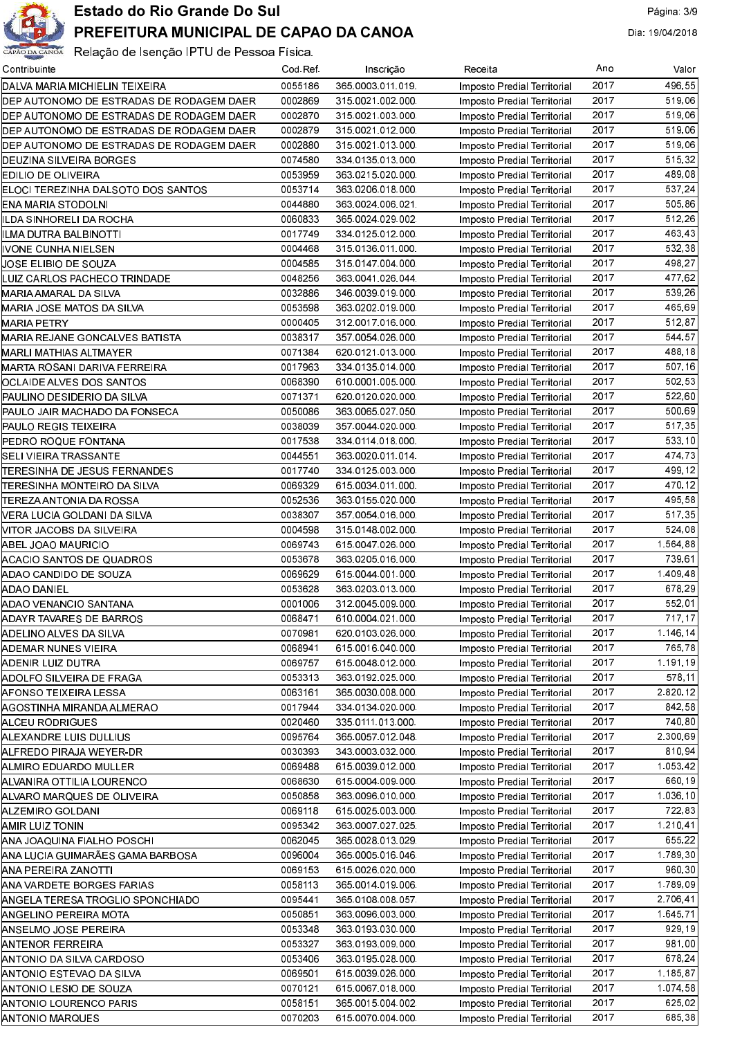# Estado do Rio Grande Do Sul

## PREFEITURA MUNICIPAL DE CAPAO DA CANOA

Relação de Isenção IPTU de Pessoa Física.

Dia: 19/04/2018

| Contribuinte | Cod.Ref. | Inscrição | Receita | Ano | Valor |
|---|---|---|---|---|---|
| DALVA MARIA MICHIELIN TEIXEIRA | 0055186 | 365.0003.011.019. | Imposto Predial Territorial | 2017 | 496,55 |
| DEP AUTONOMO DE ESTRADAS DE RODAGEM DAER | 0002869 | 315.0021.002.000. | Imposto Predial Territorial | 2017 | 519,06 |
| DEP AUTONOMO DE ESTRADAS DE RODAGEM DAER | 0002870 | 315.0021.003.000. | Imposto Predial Territorial | 2017 | 519,06 |
| DEP AUTONOMO DE ESTRADAS DE RODAGEM DAER | 0002879 | 315.0021.012.000. | Imposto Predial Territorial | 2017 | 519,06 |
| DEP AUTONOMO DE ESTRADAS DE RODAGEM DAER | 0002880 | 315.0021.013.000. | Imposto Predial Territorial | 2017 | 519,06 |
| DEUZINA SILVEIRA BORGES | 0074580 | 334.0135.013.000. | Imposto Predial Territorial | 2017 | 515,32 |
| EDILIO DE OLIVEIRA | 0053959 | 363.0215.020.000. | Imposto Predial Territorial | 2017 | 489,08 |
| ELOCI TEREZINHA DALSOTO DOS SANTOS | 0053714 | 363.0206.018.000. | Imposto Predial Territorial | 2017 | 537,24 |
| ENA MARIA STODOLNI | 0044880 | 363.0024.006.021. | Imposto Predial Territorial | 2017 | 505,86 |
| ILDA SINHORELI DA ROCHA | 0060833 | 365.0024.029.002. | Imposto Predial Territorial | 2017 | 512,26 |
| ILMA DUTRA BALBINOTTI | 0017749 | 334.0125.012.000. | Imposto Predial Territorial | 2017 | 463,43 |
| IVONE CUNHA NIELSEN | 0004468 | 315.0136.011.000. | Imposto Predial Territorial | 2017 | 532,38 |
| JOSE ELIBIO DE SOUZA | 0004585 | 315.0147.004.000. | Imposto Predial Territorial | 2017 | 498,27 |
| LUIZ CARLOS PACHECO TRINDADE | 0048256 | 363.0041.026.044. | Imposto Predial Territorial | 2017 | 477,62 |
| MARIA AMARAL DA SILVA | 0032886 | 346.0039.019.000. | Imposto Predial Territorial | 2017 | 539,26 |
| MARIA JOSE MATOS DA SILVA | 0053598 | 363.0202.019.000. | Imposto Predial Territorial | 2017 | 465,69 |
| MARIA PETRY | 0000405 | 312.0017.016.000. | Imposto Predial Territorial | 2017 | 512,87 |
| MARIA REJANE GONCALVES BATISTA | 0038317 | 357.0054.026.000. | Imposto Predial Territorial | 2017 | 544,57 |
| MARLI MATHIAS ALTMAYER | 0071384 | 620.0121.013.000. | Imposto Predial Territorial | 2017 | 488,18 |
| MARTA ROSANI DARIVA FERREIRA | 0017963 | 334.0135.014.000. | Imposto Predial Territorial | 2017 | 507,16 |
| OCLAIDE ALVES DOS SANTOS | 0068390 | 610.0001.005.000. | Imposto Predial Territorial | 2017 | 502,53 |
| PAULINO DESIDERIO DA SILVA | 0071371 | 620.0120.020.000. | Imposto Predial Territorial | 2017 | 522,60 |
| PAULO JAIR MACHADO DA FONSECA | 0050086 | 363.0065.027.050. | Imposto Predial Territorial | 2017 | 500,69 |
| PAULO REGIS TEIXEIRA | 0038039 | 357.0044.020.000. | Imposto Predial Territorial | 2017 | 517,35 |
| PEDRO ROQUE FONTANA | 0017538 | 334.0114.018.000. | Imposto Predial Territorial | 2017 | 533,10 |
| SELI VIEIRA TRASSANTE | 0044551 | 363.0020.011.014. | Imposto Predial Territorial | 2017 | 474,73 |
| TERESINHA DE JESUS FERNANDES | 0017740 | 334.0125.003.000. | Imposto Predial Territorial | 2017 | 499,12 |
| TERESINHA MONTEIRO DA SILVA | 0069329 | 615.0034.011.000. | Imposto Predial Territorial | 2017 | 470,12 |
| TEREZA ANTONIA DA ROSSA | 0052536 | 363.0155.020.000. | Imposto Predial Territorial | 2017 | 495,58 |
| VERA LUCIA GOLDANI DA SILVA | 0038307 | 357.0054.016.000. | Imposto Predial Territorial | 2017 | 517,35 |
| VITOR JACOBS DA SILVEIRA | 0004598 | 315.0148.002.000. | Imposto Predial Territorial | 2017 | 524,08 |
| ABEL JOAO MAURICIO | 0069743 | 615.0047.026.000. | Imposto Predial Territorial | 2017 | 1.564,88 |
| ACACIO SANTOS DE QUADROS | 0053678 | 363.0205.016.000. | Imposto Predial Territorial | 2017 | 739,61 |
| ADAO CANDIDO DE SOUZA | 0069629 | 615.0044.001.000. | Imposto Predial Territorial | 2017 | 1.409,48 |
| ADAO DANIEL | 0053628 | 363.0203.013.000. | Imposto Predial Territorial | 2017 | 678,29 |
| ADAO VENANCIO SANTANA | 0001006 | 312.0045.009.000. | Imposto Predial Territorial | 2017 | 552,01 |
| ADAYR TAVARES DE BARROS | 0068471 | 610.0004.021.000. | Imposto Predial Territorial | 2017 | 717,17 |
| ADELINO ALVES DA SILVA | 0070981 | 620.0103.026.000. | Imposto Predial Territorial | 2017 | 1.146,14 |
| ADEMAR NUNES VIEIRA | 0068941 | 615.0016.040.000. | Imposto Predial Territorial | 2017 | 765,78 |
| ADENIR LUIZ DUTRA | 0069757 | 615.0048.012.000. | Imposto Predial Territorial | 2017 | 1.191,19 |
| ADOLFO SILVEIRA DE FRAGA | 0053313 | 363.0192.025.000. | Imposto Predial Territorial | 2017 | 578,11 |
| AFONSO TEIXEIRA LESSA | 0063161 | 365.0030.008.000. | Imposto Predial Territorial | 2017 | 2.820,12 |
| AGOSTINHA MIRANDA ALMERAO | 0017944 | 334.0134.020.000. | Imposto Predial Territorial | 2017 | 842,58 |
| ALCEU RODRIGUES | 0020460 | 335.0111.013.000. | Imposto Predial Territorial | 2017 | 740,80 |
| ALEXANDRE LUIS DULLIUS | 0095764 | 365.0057.012.048. | Imposto Predial Territorial | 2017 | 2.300,69 |
| ALFREDO PIRAJA WEYER-DR | 0030393 | 343.0003.032.000. | Imposto Predial Territorial | 2017 | 810,94 |
| ALMIRO EDUARDO MULLER | 0069488 | 615.0039.012.000. | Imposto Predial Territorial | 2017 | 1.053,42 |
| ALVANIRA OTTILIA LOURENCO | 0068630 | 615.0004.009.000. | Imposto Predial Territorial | 2017 | 660,19 |
| ALVARO MARQUES DE OLIVEIRA | 0050858 | 363.0096.010.000. | Imposto Predial Territorial | 2017 | 1.036,10 |
| ALZEMIRO GOLDANI | 0069118 | 615.0025.003.000. | Imposto Predial Territorial | 2017 | 722,83 |
| AMIR LUIZ TONIN | 0095342 | 363.0007.027.025. | Imposto Predial Territorial | 2017 | 1.210,41 |
| ANA JOAQUINA FIALHO POSCHI | 0062045 | 365.0028.013.029. | Imposto Predial Territorial | 2017 | 655,22 |
| ANA LUCIA GUIMARÃES GAMA BARBOSA | 0096004 | 365.0005.016.046. | Imposto Predial Territorial | 2017 | 1.789,30 |
| ANA PEREIRA ZANOTTI | 0069153 | 615.0026.020.000. | Imposto Predial Territorial | 2017 | 960,30 |
| ANA VARDETE BORGES FARIAS | 0058113 | 365.0014.019.006. | Imposto Predial Territorial | 2017 | 1.789,09 |
| ANGELA TERESA TROGLIO SPONCHIADO | 0095441 | 365.0108.008.057. | Imposto Predial Territorial | 2017 | 2.706,41 |
| ANGELINO PEREIRA MOTA | 0050851 | 363.0096.003.000. | Imposto Predial Territorial | 2017 | 1.645,71 |
| ANSELMO JOSE PEREIRA | 0053348 | 363.0193.030.000. | Imposto Predial Territorial | 2017 | 929,19 |
| ANTENOR FERREIRA | 0053327 | 363.0193.009.000. | Imposto Predial Territorial | 2017 | 981,00 |
| ANTONIO DA SILVA CARDOSO | 0053406 | 363.0195.028.000. | Imposto Predial Territorial | 2017 | 678,24 |
| ANTONIO ESTEVAO DA SILVA | 0069501 | 615.0039.026.000. | Imposto Predial Territorial | 2017 | 1.185,87 |
| ANTONIO LESIO DE SOUZA | 0070121 | 615.0067.018.000. | Imposto Predial Territorial | 2017 | 1.074,58 |
| ANTONIO LOURENCO PARIS | 0058151 | 365.0015.004.002. | Imposto Predial Territorial | 2017 | 625,02 |
| ANTONIO MARQUES | 0070203 | 615.0070.004.000. | Imposto Predial Territorial | 2017 | 685,38 |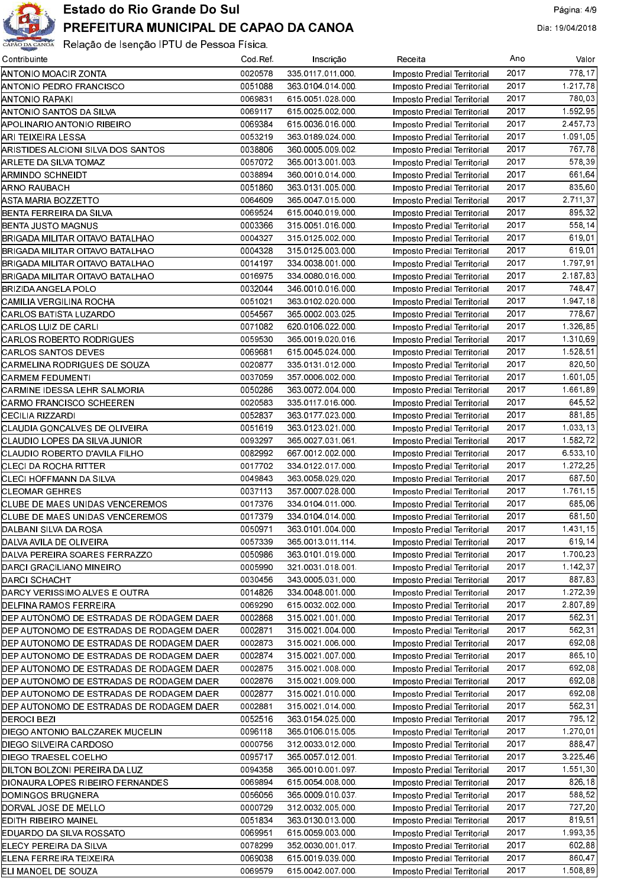# Estado do Rio Grande Do Sul

## PREFEITURA MUNICIPAL DE CAPAO DA CANOA

Relação de Isenção IPTU de Pessoa Física.

Dia: 19/04/2018

| Contribuinte | Cod.Ref. | Inscrição | Receita | Ano | Valor |
|---|---|---|---|---|---|
| ANTONIO MOACIR ZONTA | 0020578 | 335.0117.011.000. | Imposto Predial Territorial | 2017 | 778,17 |
| ANTONIO PEDRO FRANCISCO | 0051088 | 363.0104.014.000. | Imposto Predial Territorial | 2017 | 1.217,78 |
| ANTONIO RAPAKI | 0069831 | 615.0051.028.000. | Imposto Predial Territorial | 2017 | 780,03 |
| ANTONIO SANTOS DA SILVA | 0069117 | 615.0025.002.000. | Imposto Predial Territorial | 2017 | 1.592,95 |
| APOLINARIO ANTONIO RIBEIRO | 0069384 | 615.0036.016.000. | Imposto Predial Territorial | 2017 | 2.457,73 |
| ARI TEIXEIRA LESSA | 0053219 | 363.0189.024.000. | Imposto Predial Territorial | 2017 | 1.091,05 |
| ARISTIDES ALCIONI SILVA DOS SANTOS | 0038806 | 360.0005.009.002. | Imposto Predial Territorial | 2017 | 767,78 |
| ARLETE DA SILVA TOMAZ | 0057072 | 365.0013.001.003. | Imposto Predial Territorial | 2017 | 578,39 |
| ARMINDO SCHNEIDT | 0038894 | 360.0010.014.000. | Imposto Predial Territorial | 2017 | 661,64 |
| ARNO RAUBACH | 0051860 | 363.0131.005.000. | Imposto Predial Territorial | 2017 | 835,60 |
| ASTA MARIA BOZZETTO | 0064609 | 365.0047.015.000. | Imposto Predial Territorial | 2017 | 2.711,37 |
| BENTA FERREIRA DA SILVA | 0069524 | 615.0040.019.000. | Imposto Predial Territorial | 2017 | 895,32 |
| BENTA JUSTO MAGNUS | 0003366 | 315.0051.016.000. | Imposto Predial Territorial | 2017 | 558,14 |
| BRIGADA MILITAR OITAVO BATALHAO | 0004327 | 315.0125.002.000. | Imposto Predial Territorial | 2017 | 619,01 |
| BRIGADA MILITAR OITAVO BATALHAO | 0004328 | 315.0125.003.000. | Imposto Predial Territorial | 2017 | 619,01 |
| BRIGADA MILITAR OITAVO BATALHAO | 0014197 | 334.0038.001.000. | Imposto Predial Territorial | 2017 | 1.797,91 |
| BRIGADA MILITAR OITAVO BATALHAO | 0016975 | 334.0080.016.000. | Imposto Predial Territorial | 2017 | 2.187,83 |
| BRIZIDA ANGELA POLO | 0032044 | 346.0010.016.000. | Imposto Predial Territorial | 2017 | 748,47 |
| CAMILIA VERGILINA ROCHA | 0051021 | 363.0102.020.000. | Imposto Predial Territorial | 2017 | 1.947,18 |
| CARLOS BATISTA LUZARDO | 0054567 | 365.0002.003.025. | Imposto Predial Territorial | 2017 | 778,67 |
| CARLOS LUIZ DE CARLI | 0071082 | 620.0106.022.000. | Imposto Predial Territorial | 2017 | 1.326,85 |
| CARLOS ROBERTO RODRIGUES | 0059530 | 365.0019.020.016. | Imposto Predial Territorial | 2017 | 1.310,69 |
| CARLOS SANTOS DEVES | 0069681 | 615.0045.024.000. | Imposto Predial Territorial | 2017 | 1.528,51 |
| CARMELINA RODRIGUES DE SOUZA | 0020877 | 335.0131.012.000. | Imposto Predial Territorial | 2017 | 820,50 |
| CARMEM FEDUMENTI | 0037059 | 357.0006.002.000. | Imposto Predial Territorial | 2017 | 1.601,05 |
| CARMINE IDESSA LEHR SALMORIA | 0050286 | 363.0072.004.000. | Imposto Predial Territorial | 2017 | 1.661,89 |
| CARMO FRANCISCO SCHEEREN | 0020583 | 335.0117.016.000. | Imposto Predial Territorial | 2017 | 645,52 |
| CECILIA RIZZARDI | 0052837 | 363.0177.023.000. | Imposto Predial Territorial | 2017 | 881,85 |
| CLAUDIA GONCALVES DE OLIVEIRA | 0051619 | 363.0123.021.000. | Imposto Predial Territorial | 2017 | 1.033,13 |
| CLAUDIO LOPES DA SILVA JUNIOR | 0093297 | 365.0027.031.061. | Imposto Predial Territorial | 2017 | 1.582,72 |
| CLAUDIO ROBERTO D'AVILA FILHO | 0082992 | 667.0012.002.000. | Imposto Predial Territorial | 2017 | 6.533,10 |
| CLECI DA ROCHA RITTER | 0017702 | 334.0122.017.000. | Imposto Predial Territorial | 2017 | 1.272,25 |
| CLECI HOFFMANN DA SILVA | 0049843 | 363.0058.029.020. | Imposto Predial Territorial | 2017 | 687,50 |
| CLEOMAR GEHRES | 0037113 | 357.0007.028.000. | Imposto Predial Territorial | 2017 | 1.761,15 |
| CLUBE DE MAES UNIDAS VENCEREMOS | 0017376 | 334.0104.011.000. | Imposto Predial Territorial | 2017 | 685,06 |
| CLUBE DE MAES UNIDAS VENCEREMOS | 0017379 | 334.0104.014.000. | Imposto Predial Territorial | 2017 | 681,50 |
| DALBANI SILVA DA ROSA | 0050971 | 363.0101.004.000. | Imposto Predial Territorial | 2017 | 1.431,15 |
| DALVA AVILA DE OLIVEIRA | 0057339 | 365.0013.011.114. | Imposto Predial Territorial | 2017 | 619,14 |
| DALVA PEREIRA SOARES FERRAZZO | 0050986 | 363.0101.019.000. | Imposto Predial Territorial | 2017 | 1.700,23 |
| DARCI GRACILIANO MINEIRO | 0005990 | 321.0031.018.001. | Imposto Predial Territorial | 2017 | 1.142,37 |
| DARCI SCHACHT | 0030456 | 343.0005.031.000. | Imposto Predial Territorial | 2017 | 887,83 |
| DARCY VERISSIMO ALVES E OUTRA | 0014826 | 334.0048.001.000. | Imposto Predial Territorial | 2017 | 1.272,39 |
| DELFINA RAMOS FERREIRA | 0069290 | 615.0032.002.000. | Imposto Predial Territorial | 2017 | 2.807,89 |
| DEP AUTONOMO DE ESTRADAS DE RODAGEM DAER | 0002868 | 315.0021.001.000. | Imposto Predial Territorial | 2017 | 562,31 |
| DEP AUTONOMO DE ESTRADAS DE RODAGEM DAER | 0002871 | 315.0021.004.000. | Imposto Predial Territorial | 2017 | 562,31 |
| DEP AUTONOMO DE ESTRADAS DE RODAGEM DAER | 0002873 | 315.0021.006.000. | Imposto Predial Territorial | 2017 | 692,08 |
| DEP AUTONOMO DE ESTRADAS DE RODAGEM DAER | 0002874 | 315.0021.007.000. | Imposto Predial Territorial | 2017 | 865,10 |
| DEP AUTONOMO DE ESTRADAS DE RODAGEM DAER | 0002875 | 315.0021.008.000. | Imposto Predial Territorial | 2017 | 692,08 |
| DEP AUTONOMO DE ESTRADAS DE RODAGEM DAER | 0002876 | 315.0021.009.000. | Imposto Predial Territorial | 2017 | 692,08 |
| DEP AUTONOMO DE ESTRADAS DE RODAGEM DAER | 0002877 | 315.0021.010.000. | Imposto Predial Territorial | 2017 | 692,08 |
| DEP AUTONOMO DE ESTRADAS DE RODAGEM DAER | 0002881 | 315.0021.014.000. | Imposto Predial Territorial | 2017 | 562,31 |
| DEROCI BEZI | 0052516 | 363.0154.025.000. | Imposto Predial Territorial | 2017 | 795,12 |
| DIEGO ANTONIO BALCZAREK MUCELIN | 0096118 | 365.0106.015.005. | Imposto Predial Territorial | 2017 | 1.270,01 |
| DIEGO SILVEIRA CARDOSO | 0000756 | 312.0033.012.000. | Imposto Predial Territorial | 2017 | 888,47 |
| DIEGO TRAESEL COELHO | 0095717 | 365.0057.012.001. | Imposto Predial Territorial | 2017 | 3.225,46 |
| DILTON BOLZONI PEREIRA DA LUZ | 0094358 | 365.0010.001.097. | Imposto Predial Territorial | 2017 | 1.551,30 |
| DIONAURA LOPES RIBEIRO FERNANDES | 0069894 | 615.0054.008.000. | Imposto Predial Territorial | 2017 | 826,18 |
| DOMINGOS BRUGNERA | 0056056 | 365.0009.010.037. | Imposto Predial Territorial | 2017 | 588,52 |
| DORVAL JOSE DE MELLO | 0000729 | 312.0032.005.000. | Imposto Predial Territorial | 2017 | 727,20 |
| EDITH RIBEIRO MAINEL | 0051834 | 363.0130.013.000. | Imposto Predial Territorial | 2017 | 819,51 |
| EDUARDO DA SILVA ROSSATO | 0069951 | 615.0059.003.000. | Imposto Predial Territorial | 2017 | 1.993,35 |
| ELECY PEREIRA DA SILVA | 0078299 | 352.0030.001.017. | Imposto Predial Territorial | 2017 | 602,88 |
| ELENA FERREIRA TEIXEIRA | 0069038 | 615.0019.039.000. | Imposto Predial Territorial | 2017 | 860,47 |
| ELI MANOEL DE SOUZA | 0069579 | 615.0042.007.000. | Imposto Predial Territorial | 2017 | 1.508,89 |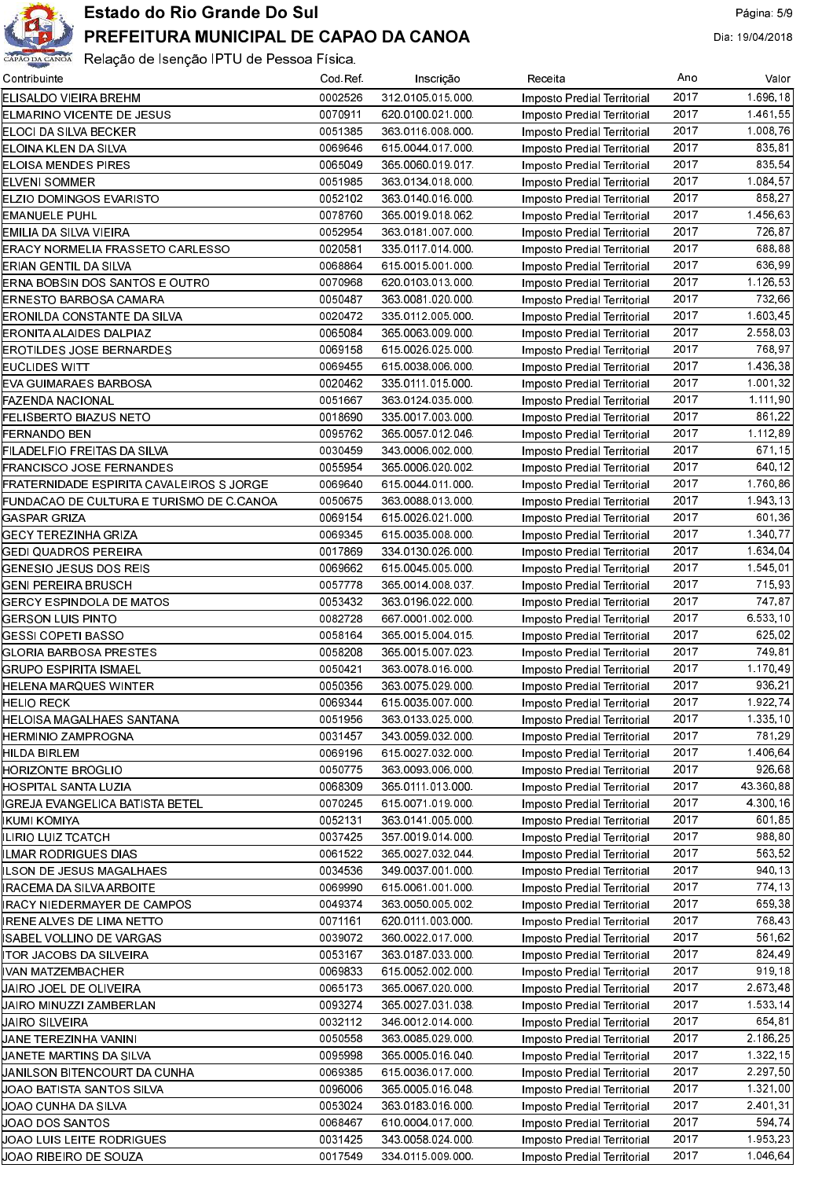# Estado do Rio Grande Do Sul

## PREFEITURA MUNICIPAL DE CAPAO DA CANOA

Relação de Isenção IPTU de Pessoa Física.

| Contribuinte | Cod.Ref. | Inscrição | Receita | Ano | Valor |
|---|---|---|---|---|---|
| ELISALDO VIEIRA BREHM | 0002526 | 312.0105.015.000. | Imposto Predial Territorial | 2017 | 1.696,18 |
| ELMARINO VICENTE DE JESUS | 0070911 | 620.0100.021.000. | Imposto Predial Territorial | 2017 | 1.461,55 |
| ELOCI DA SILVA BECKER | 0051385 | 363.0116.008.000. | Imposto Predial Territorial | 2017 | 1.008,76 |
| ELOINA KLEN DA SILVA | 0069646 | 615.0044.017.000. | Imposto Predial Territorial | 2017 | 835,81 |
| ELOISA MENDES PIRES | 0065049 | 365.0060.019.017. | Imposto Predial Territorial | 2017 | 835,54 |
| ELVENI SOMMER | 0051985 | 363.0134.018.000. | Imposto Predial Territorial | 2017 | 1.084,57 |
| ELZIO DOMINGOS EVARISTO | 0052102 | 363.0140.016.000. | Imposto Predial Territorial | 2017 | 858,27 |
| EMANUELE PUHL | 0078760 | 365.0019.018.062. | Imposto Predial Territorial | 2017 | 1.456,63 |
| EMILIA DA SILVA VIEIRA | 0052954 | 363.0181.007.000. | Imposto Predial Territorial | 2017 | 726,87 |
| ERACY NORMELIA FRASSETO CARLESSO | 0020581 | 335.0117.014.000. | Imposto Predial Territorial | 2017 | 688,88 |
| ERIAN GENTIL DA SILVA | 0068864 | 615.0015.001.000. | Imposto Predial Territorial | 2017 | 636,99 |
| ERNA BOBSIN DOS SANTOS E OUTRO | 0070968 | 620.0103.013.000. | Imposto Predial Territorial | 2017 | 1.126,53 |
| ERNESTO BARBOSA CAMARA | 0050487 | 363.0081.020.000. | Imposto Predial Territorial | 2017 | 732,66 |
| ERONILDA CONSTANTE DA SILVA | 0020472 | 335.0112.005.000. | Imposto Predial Territorial | 2017 | 1.603,45 |
| ERONITA ALAIDES DALPIAZ | 0065084 | 365.0063.009.000. | Imposto Predial Territorial | 2017 | 2.558,03 |
| EROTILDES JOSE BERNARDES | 0069158 | 615.0026.025.000. | Imposto Predial Territorial | 2017 | 768,97 |
| EUCLIDES WITT | 0069455 | 615.0038.006.000. | Imposto Predial Territorial | 2017 | 1.436,38 |
| EVA GUIMARAES BARBOSA | 0020462 | 335.0111.015.000. | Imposto Predial Territorial | 2017 | 1.001,32 |
| FAZENDA NACIONAL | 0051667 | 363.0124.035.000. | Imposto Predial Territorial | 2017 | 1.111,90 |
| FELISBERTO BIAZUS NETO | 0018690 | 335.0017.003.000. | Imposto Predial Territorial | 2017 | 861,22 |
| FERNANDO BEN | 0095762 | 365.0057.012.046. | Imposto Predial Territorial | 2017 | 1.112,89 |
| FILADELFIO FREITAS DA SILVA | 0030459 | 343.0006.002.000. | Imposto Predial Territorial | 2017 | 671,15 |
| FRANCISCO JOSE FERNANDES | 0055954 | 365.0006.020.002. | Imposto Predial Territorial | 2017 | 640,12 |
| FRATERNIDADE ESPIRITA CAVALEIROS S JORGE | 0069640 | 615.0044.011.000. | Imposto Predial Territorial | 2017 | 1.760,86 |
| FUNDACAO DE CULTURA E TURISMO DE C.CANOA | 0050675 | 363.0088.013.000. | Imposto Predial Territorial | 2017 | 1.943,13 |
| GASPAR GRIZA | 0069154 | 615.0026.021.000. | Imposto Predial Territorial | 2017 | 601,36 |
| GECY TEREZINHA GRIZA | 0069345 | 615.0035.008.000. | Imposto Predial Territorial | 2017 | 1.340,77 |
| GEDI QUADROS PEREIRA | 0017869 | 334.0130.026.000. | Imposto Predial Territorial | 2017 | 1.634,04 |
| GENESIO JESUS DOS REIS | 0069662 | 615.0045.005.000. | Imposto Predial Territorial | 2017 | 1.545,01 |
| GENI PEREIRA BRUSCH | 0057778 | 365.0014.008.037. | Imposto Predial Territorial | 2017 | 715,93 |
| GERCY ESPINDOLA DE MATOS | 0053432 | 363.0196.022.000. | Imposto Predial Territorial | 2017 | 747,87 |
| GERSON LUIS PINTO | 0082728 | 667.0001.002.000. | Imposto Predial Territorial | 2017 | 6.533,10 |
| GESSI COPETI BASSO | 0058164 | 365.0015.004.015. | Imposto Predial Territorial | 2017 | 625,02 |
| GLORIA BARBOSA PRESTES | 0058208 | 365.0015.007.023. | Imposto Predial Territorial | 2017 | 749,81 |
| GRUPO ESPIRITA ISMAEL | 0050421 | 363.0078.016.000. | Imposto Predial Territorial | 2017 | 1.170,49 |
| HELENA MARQUES WINTER | 0050356 | 363.0075.029.000. | Imposto Predial Territorial | 2017 | 936,21 |
| HELIO RECK | 0069344 | 615.0035.007.000. | Imposto Predial Territorial | 2017 | 1.922,74 |
| HELOISA MAGALHAES SANTANA | 0051956 | 363.0133.025.000. | Imposto Predial Territorial | 2017 | 1.335,10 |
| HERMINIO ZAMPROGNA | 0031457 | 343.0059.032.000. | Imposto Predial Territorial | 2017 | 781,29 |
| HILDA BIRLEM | 0069196 | 615.0027.032.000. | Imposto Predial Territorial | 2017 | 1.406,64 |
| HORIZONTE BROGLIO | 0050775 | 363.0093.006.000. | Imposto Predial Territorial | 2017 | 926,68 |
| HOSPITAL SANTA LUZIA | 0068309 | 365.0111.013.000. | Imposto Predial Territorial | 2017 | 43.360,88 |
| IGREJA EVANGELICA BATISTA BETEL | 0070245 | 615.0071.019.000. | Imposto Predial Territorial | 2017 | 4.300,16 |
| IKUMI KOMIYA | 0052131 | 363.0141.005.000. | Imposto Predial Territorial | 2017 | 601,85 |
| ILIRIO LUIZ TCATCH | 0037425 | 357.0019.014.000. | Imposto Predial Territorial | 2017 | 988,80 |
| ILMAR RODRIGUES DIAS | 0061522 | 365.0027.032.044. | Imposto Predial Territorial | 2017 | 563,52 |
| ILSON DE JESUS MAGALHAES | 0034536 | 349.0037.001.000. | Imposto Predial Territorial | 2017 | 940,13 |
| IRACEMA DA SILVA ARBOITE | 0069990 | 615.0061.001.000. | Imposto Predial Territorial | 2017 | 774,13 |
| IRACY NIEDERMAYER DE CAMPOS | 0049374 | 363.0050.005.002. | Imposto Predial Territorial | 2017 | 659,38 |
| IRENE ALVES DE LIMA NETTO | 0071161 | 620.0111.003.000. | Imposto Predial Territorial | 2017 | 768,43 |
| ISABEL VOLLINO DE VARGAS | 0039072 | 360.0022.017.000. | Imposto Predial Territorial | 2017 | 561,62 |
| ITOR JACOBS DA SILVEIRA | 0053167 | 363.0187.033.000. | Imposto Predial Territorial | 2017 | 824,49 |
| IVAN MATZEMBACHER | 0069833 | 615.0052.002.000. | Imposto Predial Territorial | 2017 | 919,18 |
| JAIRO JOEL DE OLIVEIRA | 0065173 | 365.0067.020.000. | Imposto Predial Territorial | 2017 | 2.673,48 |
| JAIRO MINUZZI ZAMBERLAN | 0093274 | 365.0027.031.038. | Imposto Predial Territorial | 2017 | 1.533,14 |
| JAIRO SILVEIRA | 0032112 | 346.0012.014.000. | Imposto Predial Territorial | 2017 | 654,81 |
| JANE TEREZINHA VANINI | 0050558 | 363.0085.029.000. | Imposto Predial Territorial | 2017 | 2.186,25 |
| JANETE MARTINS DA SILVA | 0095998 | 365.0005.016.040. | Imposto Predial Territorial | 2017 | 1.322,15 |
| JANILSON BITENCOURT DA CUNHA | 0069385 | 615.0036.017.000. | Imposto Predial Territorial | 2017 | 2.297,50 |
| JOAO BATISTA SANTOS SILVA | 0096006 | 365.0005.016.048. | Imposto Predial Territorial | 2017 | 1.321,00 |
| JOAO CUNHA DA SILVA | 0053024 | 363.0183.016.000. | Imposto Predial Territorial | 2017 | 2.401,31 |
| JOAO DOS SANTOS | 0068467 | 610.0004.017.000. | Imposto Predial Territorial | 2017 | 594,74 |
| JOAO LUIS LEITE RODRIGUES | 0031425 | 343.0058.024.000. | Imposto Predial Territorial | 2017 | 1.953,23 |
| JOAO RIBEIRO DE SOUZA | 0017549 | 334.0115.009.000. | Imposto Predial Territorial | 2017 | 1.046,64 |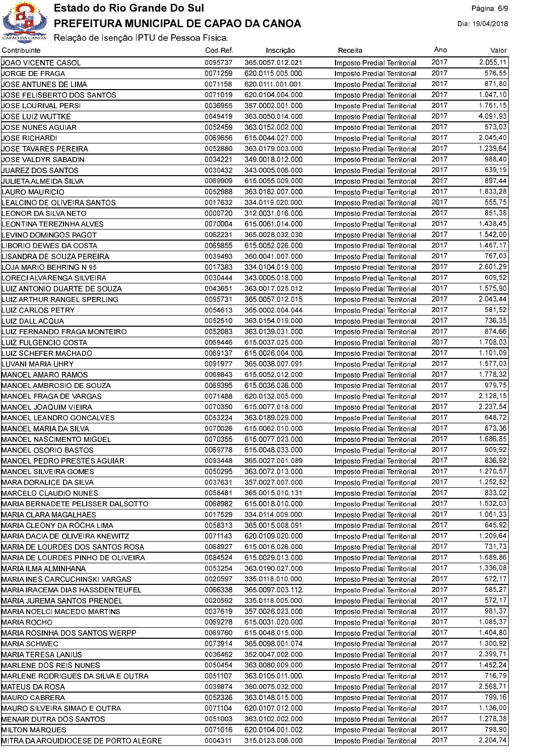# Estado do Rio Grande Do Sul

## PREFEITURA MUNICIPAL DE CAPAO DA CANOA

Relação de Isenção IPTU de Pessoa Física.

Dia: 19/04/2018

| Contribuinte | Cod.Ref. | Inscrição | Receita | Ano | Valor |
|---|---|---|---|---|---|
| JOAO VICENTE CASOL | 0095737 | 365.0057.012.021. | Imposto Predial Territorial | 2017 | 2.055,11 |
| JORGE DE FRAGA | 0071259 | 620.0115.005.000. | Imposto Predial Territorial | 2017 | 576,55 |
| JOSE ANTUNES DE LIMA | 0071158 | 620.0111.001.001. | Imposto Predial Territorial | 2017 | 871,80 |
| JOSE FELISBERTO DOS SANTOS | 0071019 | 620.0104.004.000. | Imposto Predial Territorial | 2017 | 1.047,10 |
| JOSE LOURIVAL PERSI | 0036955 | 357.0002.001.000. | Imposto Predial Territorial | 2017 | 1.761,15 |
| JOSE LUIZ WUTTKE | 0049419 | 363.0050.014.000. | Imposto Predial Territorial | 2017 | 4.091,93 |
| JOSE NUNES AGUIAR | 0052459 | 363.0152.002.000. | Imposto Predial Territorial | 2017 | 573,03 |
| JOSE RICHARDI | 0069656 | 615.0044.027.000. | Imposto Predial Territorial | 2017 | 2.045,40 |
| JOSE TAVARES PEREIRA | 0052880 | 363.0179.003.000. | Imposto Predial Territorial | 2017 | 1.239,64 |
| JOSE VALDYR SABADIN | 0034221 | 349.0018.012.000. | Imposto Predial Territorial | 2017 | 988,40 |
| JUAREZ DOS SANTOS | 0030432 | 343.0005.006.000. | Imposto Predial Territorial | 2017 | 639,19 |
| JULIETA ALMEIDA SILVA | 0069909 | 615.0055.009.000. | Imposto Predial Territorial | 2017 | 897,44 |
| LAURO MAURICIO | 0052988 | 363.0182.007.000. | Imposto Predial Territorial | 2017 | 1.833,28 |
| LEALCINO DE OLIVEIRA SANTOS | 0017632 | 334.0119.020.000. | Imposto Predial Territorial | 2017 | 555,75 |
| LEONOR DA SILVA NETO | 0000720 | 312.0031.016.000. | Imposto Predial Territorial | 2017 | 851,38 |
| LEONTINA TEREZINHA ALVES | 0070004 | 615.0061.014.000. | Imposto Predial Territorial | 2017 | 1.438,45 |
| LEVINO DOMINGOS PAGOT | 0062231 | 365.0028.032.030. | Imposto Predial Territorial | 2017 | 1.542,00 |
| LIBORIO DEWES DA COSTA | 0069855 | 615.0052.026.000. | Imposto Predial Territorial | 2017 | 1.467,17 |
| LISANDRA DE SOUZA PEREIRA | 0039493 | 360.0041.007.000. | Imposto Predial Territorial | 2017 | 767,03 |
| LOJA MARIO BEHRING N 95 | 0017383 | 334.0104.019.000. | Imposto Predial Territorial | 2017 | 2.601,29 |
| LORECI ALVARENGA SILVEIRA | 0030444 | 343.0005.018.000. | Imposto Predial Territorial | 2017 | 609,52 |
| LUIZ ANTONIO DUARTE DE SOUZA | 0043651 | 363.0017.025.012. | Imposto Predial Territorial | 2017 | 1.575,90 |
| LUIZ ARTHUR RANGEL SPERLING | 0095731 | 365.0057.012.015. | Imposto Predial Territorial | 2017 | 2.043,44 |
| LUIZ CARLOS PETRY | 0054613 | 365.0002.004.044. | Imposto Predial Territorial | 2017 | 581,52 |
| LUIZ DALL ACQUA | 0052510 | 363.0154.019.000. | Imposto Predial Territorial | 2017 | 736,35 |
| LUIZ FERNANDO FRAGA MONTEIRO | 0052083 | 363.0139.031.000. | Imposto Predial Territorial | 2017 | 874,66 |
| LUIZ FULGENCIO COSTA | 0069446 | 615.0037.025.000. | Imposto Predial Territorial | 2017 | 1.708,03 |
| LUIZ SCHEFER MACHADO | 0069137 | 615.0026.004.000. | Imposto Predial Territorial | 2017 | 1.101,09 |
| LUVANI MARIA UHRY | 0091977 | 365.0038.007.091. | Imposto Predial Territorial | 2017 | 1.577,03 |
| MANOEL AMARO RAMOS | 0069843 | 615.0052.012.000. | Imposto Predial Territorial | 2017 | 1.778,32 |
| MANOEL AMBROSIO DE SOUZA | 0069395 | 615.0036.026.000. | Imposto Predial Territorial | 2017 | 979,75 |
| MANOEL FRAGA DE VARGAS | 0071488 | 620.0132.005.000. | Imposto Predial Territorial | 2017 | 2.128,15 |
| MANOEL JOAQUIM VIEIRA | 0070350 | 615.0077.018.000. | Imposto Predial Territorial | 2017 | 2.237,54 |
| MANOEL LEANDRO GONCALVES | 0053224 | 363.0189.029.000. | Imposto Predial Territorial | 2017 | 648,72 |
| MANOEL MARIA DA SILVA | 0070026 | 615.0062.010.000. | Imposto Predial Territorial | 2017 | 673,36 |
| MANOEL NASCIMENTO MIGUEL | 0070355 | 615.0077.023.000. | Imposto Predial Territorial | 2017 | 1.686,85 |
| MANOEL OSORIO BASTOS | 0069778 | 615.0048.033.000. | Imposto Predial Territorial | 2017 | 909,92 |
| MANOEL PEDRO PRESTES AGUIAR | 0093448 | 365.0027.001.089. | Imposto Predial Territorial | 2017 | 836,92 |
| MANOEL SILVEIRA GOMES | 0050295 | 363.0072.013.000. | Imposto Predial Territorial | 2017 | 1.270,57 |
| MARA DORALICE DA SILVA | 0037631 | 357.0027.007.000. | Imposto Predial Territorial | 2017 | 1.252,52 |
| MARCELO CLAUDIO NUNES | 0058481 | 365.0015.010.131. | Imposto Predial Territorial | 2017 | 833,02 |
| MARIA BERNADETE PELISSER DALSOTTO | 0068982 | 615.0018.010.000. | Imposto Predial Territorial | 2017 | 1.532,03 |
| MARIA CLARA MAGALHAES | 0017529 | 334.0114.009.000. | Imposto Predial Territorial | 2017 | 1.061,33 |
| MARIA CLEONY DA ROCHA LIMA | 0058313 | 365.0015.008.091. | Imposto Predial Territorial | 2017 | 645,92 |
| MARIA DACIA DE OLIVEIRA KNEWITZ | 0071143 | 620.0109.020.000. | Imposto Predial Territorial | 2017 | 1.209,64 |
| MARIA DE LOURDES DOS SANTOS ROSA | 0068927 | 615.0016.026.000. | Imposto Predial Territorial | 2017 | 731,73 |
| MARIA DE LOURDES PINHO DE OLIVEIRA | 0084524 | 615.0029.013.000. | Imposto Predial Territorial | 2017 | 1.689,86 |
| MARIA ILMA ALMINHANA | 0053254 | 363.0190.027.000. | Imposto Predial Territorial | 2017 | 1.336,08 |
| MARIA INES CARCUCHINSKI VARGAS | 0020597 | 335.0118.010.000. | Imposto Predial Territorial | 2017 | 572,17 |
| MARIA IRACEMA DIAS HASSDENTEUFEL | 0066338 | 365.0097.003.112. | Imposto Predial Territorial | 2017 | 585,27 |
| MARIA JUREMA SANTOS PRENDEL | 0020592 | 335.0118.005.000. | Imposto Predial Territorial | 2017 | 572,17 |
| MARIA NOELCI MACEDO MARTINS | 0037619 | 357.0026.023.000. | Imposto Predial Territorial | 2017 | 981,37 |
| MARIA ROCHO | 0069278 | 615.0031.020.000. | Imposto Predial Territorial | 2017 | 1.085,37 |
| MARIA ROSINHA DOS SANTOS WERPP | 0069760 | 615.0048.015.000. | Imposto Predial Territorial | 2017 | 1.404,80 |
| MARIA SCHWEC | 0073914 | 365.0098.001.074. | Imposto Predial Territorial | 2017 | 1.300,92 |
| MARIA TERESA LANIUS | 0036462 | 352.0047.002.000. | Imposto Predial Territorial | 2017 | 2.399,71 |
| MARLENE DOS REIS NUNES | 0050454 | 363.0080.009.000. | Imposto Predial Territorial | 2017 | 1.452,24 |
| MARLENE RODRIGUES DA SILVA E OUTRA | 0051107 | 363.0105.011.000. | Imposto Predial Territorial | 2017 | 716,79 |
| MATEUS DA ROSA | 0039874 | 360.0075.032.000. | Imposto Predial Territorial | 2017 | 2.568,71 |
| MAURO CABRERA | 0052326 | 363.0148.015.000. | Imposto Predial Territorial | 2017 | 799,16 |
| MAURO SILVEIRA SIMAO E OUTRA | 0071104 | 620.0107.012.000. | Imposto Predial Territorial | 2017 | 1.136,00 |
| MENAIR DUTRA DOS SANTOS | 0051003 | 363.0102.002.000. | Imposto Predial Territorial | 2017 | 1.278,38 |
| MILTON MARQUES | 0071016 | 620.0104.001.002. | Imposto Predial Territorial | 2017 | 798,90 |
| MITRA DA ARQUIDIOCESE DE PORTO ALEGRE | 0004311 | 315.0123.006.000. | Imposto Predial Territorial | 2017 | 2.204,74 |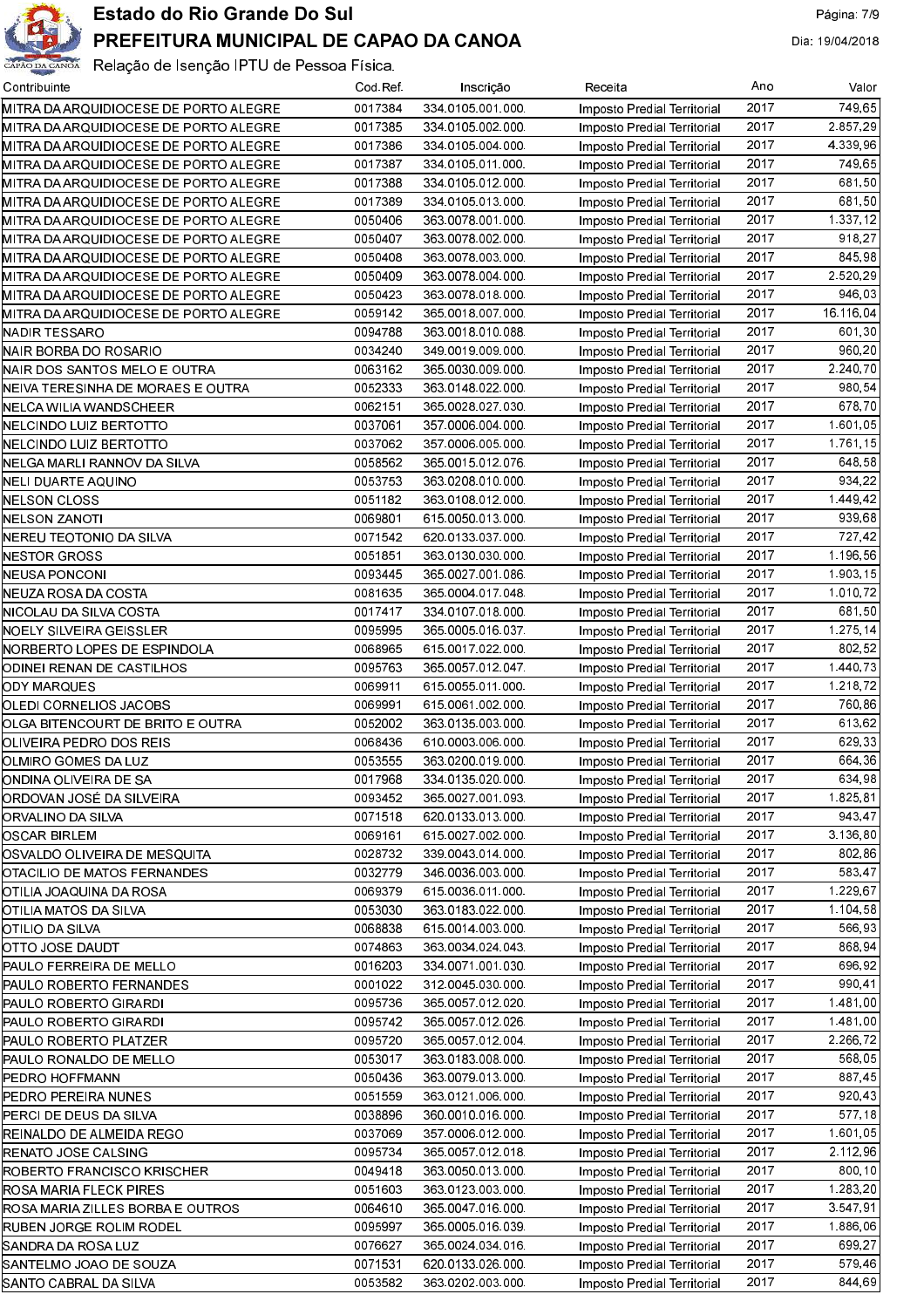# Estado do Rio Grande Do Sul

## PREFEITURA MUNICIPAL DE CAPAO DA CANOA

Relação de Isenção IPTU de Pessoa Física.

Dia: 19/04/2018

| Contribuinte | Cod.Ref. | Inscrição | Receita | Ano | Valor |
|---|---|---|---|---|---|
| MITRA DA ARQUIDIOCESE DE PORTO ALEGRE | 0017384 | 334.0105.001.000. | Imposto Predial Territorial | 2017 | 749,65 |
| MITRA DA ARQUIDIOCESE DE PORTO ALEGRE | 0017385 | 334.0105.002.000. | Imposto Predial Territorial | 2017 | 2.857,29 |
| MITRA DA ARQUIDIOCESE DE PORTO ALEGRE | 0017386 | 334.0105.004.000. | Imposto Predial Territorial | 2017 | 4.339,96 |
| MITRA DA ARQUIDIOCESE DE PORTO ALEGRE | 0017387 | 334.0105.011.000. | Imposto Predial Territorial | 2017 | 749,65 |
| MITRA DA ARQUIDIOCESE DE PORTO ALEGRE | 0017388 | 334.0105.012.000. | Imposto Predial Territorial | 2017 | 681,50 |
| MITRA DA ARQUIDIOCESE DE PORTO ALEGRE | 0017389 | 334.0105.013.000. | Imposto Predial Territorial | 2017 | 681,50 |
| MITRA DA ARQUIDIOCESE DE PORTO ALEGRE | 0050406 | 363.0078.001.000. | Imposto Predial Territorial | 2017 | 1.337,12 |
| MITRA DA ARQUIDIOCESE DE PORTO ALEGRE | 0050407 | 363.0078.002.000. | Imposto Predial Territorial | 2017 | 918,27 |
| MITRA DA ARQUIDIOCESE DE PORTO ALEGRE | 0050408 | 363.0078.003.000. | Imposto Predial Territorial | 2017 | 845,98 |
| MITRA DA ARQUIDIOCESE DE PORTO ALEGRE | 0050409 | 363.0078.004.000. | Imposto Predial Territorial | 2017 | 2.520,29 |
| MITRA DA ARQUIDIOCESE DE PORTO ALEGRE | 0050423 | 363.0078.018.000. | Imposto Predial Territorial | 2017 | 946,03 |
| MITRA DA ARQUIDIOCESE DE PORTO ALEGRE | 0059142 | 365.0018.007.000. | Imposto Predial Territorial | 2017 | 16.116,04 |
| NADIR TESSARO | 0094788 | 363.0018.010.088. | Imposto Predial Territorial | 2017 | 601,30 |
| NAIR BORBA DO ROSARIO | 0034240 | 349.0019.009.000. | Imposto Predial Territorial | 2017 | 960,20 |
| NAIR DOS SANTOS MELO E OUTRA | 0063162 | 365.0030.009.000. | Imposto Predial Territorial | 2017 | 2.240,70 |
| NEIVA TERESINHA DE MORAES E OUTRA | 0052333 | 363.0148.022.000. | Imposto Predial Territorial | 2017 | 980,54 |
| NELCA WILIA WANDSCHEER | 0062151 | 365.0028.027.030. | Imposto Predial Territorial | 2017 | 678,70 |
| NELCINDO LUIZ BERTOTTO | 0037061 | 357.0006.004.000. | Imposto Predial Territorial | 2017 | 1.601,05 |
| NELCINDO LUIZ BERTOTTO | 0037062 | 357.0006.005.000. | Imposto Predial Territorial | 2017 | 1.761,15 |
| NELGA MARLI RANNOV DA SILVA | 0058562 | 365.0015.012.076. | Imposto Predial Territorial | 2017 | 648,58 |
| NELI DUARTE AQUINO | 0053753 | 363.0208.010.000. | Imposto Predial Territorial | 2017 | 934,22 |
| NELSON CLOSS | 0051182 | 363.0108.012.000. | Imposto Predial Territorial | 2017 | 1.449,42 |
| NELSON ZANOTI | 0069801 | 615.0050.013.000. | Imposto Predial Territorial | 2017 | 939,68 |
| NEREU TEOTONIO DA SILVA | 0071542 | 620.0133.037.000. | Imposto Predial Territorial | 2017 | 727,42 |
| NESTOR GROSS | 0051851 | 363.0130.030.000. | Imposto Predial Territorial | 2017 | 1.196,56 |
| NEUSA PONCONI | 0093445 | 365.0027.001.086. | Imposto Predial Territorial | 2017 | 1.903,15 |
| NEUZA ROSA DA COSTA | 0081635 | 365.0004.017.048. | Imposto Predial Territorial | 2017 | 1.010,72 |
| NICOLAU DA SILVA COSTA | 0017417 | 334.0107.018.000. | Imposto Predial Territorial | 2017 | 681,50 |
| NOELY SILVEIRA GEISSLER | 0095995 | 365.0005.016.037. | Imposto Predial Territorial | 2017 | 1.275,14 |
| NORBERTO LOPES DE ESPINDOLA | 0068965 | 615.0017.022.000. | Imposto Predial Territorial | 2017 | 802,52 |
| ODINEI RENAN DE CASTILHOS | 0095763 | 365.0057.012.047. | Imposto Predial Territorial | 2017 | 1.440,73 |
| ODY MARQUES | 0069911 | 615.0055.011.000. | Imposto Predial Territorial | 2017 | 1.218,72 |
| OLEDI CORNELIOS JACOBS | 0069991 | 615.0061.002.000. | Imposto Predial Territorial | 2017 | 760,86 |
| OLGA BITENCOURT DE BRITO E OUTRA | 0052002 | 363.0135.003.000. | Imposto Predial Territorial | 2017 | 613,62 |
| OLIVEIRA PEDRO DOS REIS | 0068436 | 610.0003.006.000. | Imposto Predial Territorial | 2017 | 629,33 |
| OLMIRO GOMES DA LUZ | 0053555 | 363.0200.019.000. | Imposto Predial Territorial | 2017 | 664,36 |
| ONDINA OLIVEIRA DE SA | 0017968 | 334.0135.020.000. | Imposto Predial Territorial | 2017 | 634,98 |
| ORDOVAN JOSÉ DA SILVEIRA | 0093452 | 365.0027.001.093. | Imposto Predial Territorial | 2017 | 1.825,81 |
| ORVALINO DA SILVA | 0071518 | 620.0133.013.000. | Imposto Predial Territorial | 2017 | 943,47 |
| OSCAR BIRLEM | 0069161 | 615.0027.002.000. | Imposto Predial Territorial | 2017 | 3.136,80 |
| OSVALDO OLIVEIRA DE MESQUITA | 0028732 | 339.0043.014.000. | Imposto Predial Territorial | 2017 | 802,86 |
| OTACILIO DE MATOS FERNANDES | 0032779 | 346.0036.003.000. | Imposto Predial Territorial | 2017 | 583,47 |
| OTILIA JOAQUINA DA ROSA | 0069379 | 615.0036.011.000. | Imposto Predial Territorial | 2017 | 1.229,67 |
| OTILIA MATOS DA SILVA | 0053030 | 363.0183.022.000. | Imposto Predial Territorial | 2017 | 1.104,58 |
| OTILIO DA SILVA | 0068838 | 615.0014.003.000. | Imposto Predial Territorial | 2017 | 566,93 |
| OTTO JOSE DAUDT | 0074863 | 363.0034.024.043. | Imposto Predial Territorial | 2017 | 868,94 |
| PAULO FERREIRA DE MELLO | 0016203 | 334.0071.001.030. | Imposto Predial Territorial | 2017 | 696,92 |
| PAULO ROBERTO FERNANDES | 0001022 | 312.0045.030.000. | Imposto Predial Territorial | 2017 | 990,41 |
| PAULO ROBERTO GIRARDI | 0095736 | 365.0057.012.020. | Imposto Predial Territorial | 2017 | 1.481,00 |
| PAULO ROBERTO GIRARDI | 0095742 | 365.0057.012.026. | Imposto Predial Territorial | 2017 | 1.481,00 |
| PAULO ROBERTO PLATZER | 0095720 | 365.0057.012.004. | Imposto Predial Territorial | 2017 | 2.266,72 |
| PAULO RONALDO DE MELLO | 0053017 | 363.0183.008.000. | Imposto Predial Territorial | 2017 | 568,05 |
| PEDRO HOFFMANN | 0050436 | 363.0079.013.000. | Imposto Predial Territorial | 2017 | 887,45 |
| PEDRO PEREIRA NUNES | 0051559 | 363.0121.006.000. | Imposto Predial Territorial | 2017 | 920,43 |
| PERCI DE DEUS DA SILVA | 0038896 | 360.0010.016.000. | Imposto Predial Territorial | 2017 | 577,18 |
| REINALDO DE ALMEIDA REGO | 0037069 | 357.0006.012.000. | Imposto Predial Territorial | 2017 | 1.601,05 |
| RENATO JOSE CALSING | 0095734 | 365.0057.012.018. | Imposto Predial Territorial | 2017 | 2.112,96 |
| ROBERTO FRANCISCO KRISCHER | 0049418 | 363.0050.013.000. | Imposto Predial Territorial | 2017 | 800,10 |
| ROSA MARIA FLECK PIRES | 0051603 | 363.0123.003.000. | Imposto Predial Territorial | 2017 | 1.283,20 |
| ROSA MARIA ZILLES BORBA E OUTROS | 0064610 | 365.0047.016.000. | Imposto Predial Territorial | 2017 | 3.547,91 |
| RUBEN JORGE ROLIM RODEL | 0095997 | 365.0005.016.039. | Imposto Predial Territorial | 2017 | 1.886,06 |
| SANDRA DA ROSA LUZ | 0076627 | 365.0024.034.016. | Imposto Predial Territorial | 2017 | 699,27 |
| SANTELMO JOAO DE SOUZA | 0071531 | 620.0133.026.000. | Imposto Predial Territorial | 2017 | 579,46 |
| SANTO CABRAL DA SILVA | 0053582 | 363.0202.003.000. | Imposto Predial Territorial | 2017 | 844,69 |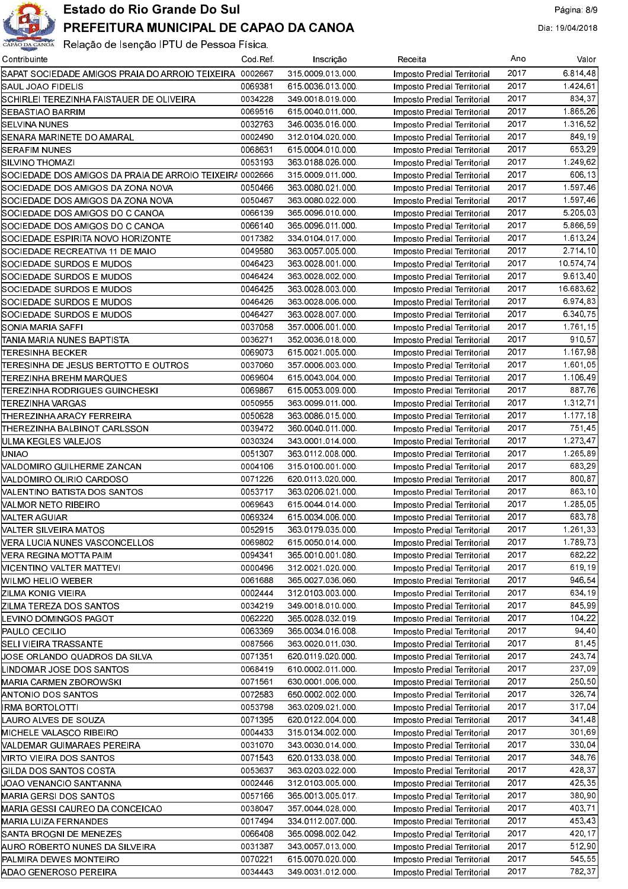# Estado do Rio Grande Do Sul

## PREFEITURA MUNICIPAL DE CAPAO DA CANOA

Relação de Isenção IPTU de Pessoa Física.

Dia: 19/04/2018

| Contribuinte | Cod.Ref. | Inscrição | Receita | Ano | Valor |
|---|---|---|---|---|---|
| SAPAT SOCIEDADE AMIGOS PRAIA DO ARROIO TEIXEIRA | 0002667 | 315.0009.013.000. | Imposto Predial Territorial | 2017 | 6.814,48 |
| SAUL JOAO FIDELIS | 0069381 | 615.0036.013.000. | Imposto Predial Territorial | 2017 | 1.424,61 |
| SCHIRLEI TEREZINHA FAISTAUER DE OLIVEIRA | 0034228 | 349.0018.019.000. | Imposto Predial Territorial | 2017 | 834,37 |
| SEBASTIAO BARRIM | 0069516 | 615.0040.011.000. | Imposto Predial Territorial | 2017 | 1.865,26 |
| SELVINA NUNES | 0032763 | 346.0035.016.000. | Imposto Predial Territorial | 2017 | 1.316,52 |
| SENARA MARINETE DO AMARAL | 0002490 | 312.0104.020.000. | Imposto Predial Territorial | 2017 | 849,19 |
| SERAFIM NUNES | 0068631 | 615.0004.010.000. | Imposto Predial Territorial | 2017 | 653,29 |
| SILVINO THOMAZI | 0053193 | 363.0188.026.000. | Imposto Predial Territorial | 2017 | 1.249,62 |
| SOCIEDADE DOS AMIGOS DA PRAIA DE ARROIO TEIXEIRA | 0002666 | 315.0009.011.000. | Imposto Predial Territorial | 2017 | 606,13 |
| SOCIEDADE DOS AMIGOS DA ZONA NOVA | 0050466 | 363.0080.021.000. | Imposto Predial Territorial | 2017 | 1.597,46 |
| SOCIEDADE DOS AMIGOS DA ZONA NOVA | 0050467 | 363.0080.022.000. | Imposto Predial Territorial | 2017 | 1.597,46 |
| SOCIEDADE DOS AMIGOS DO C CANOA | 0066139 | 365.0096.010.000. | Imposto Predial Territorial | 2017 | 5.205,03 |
| SOCIEDADE DOS AMIGOS DO C CANOA | 0066140 | 365.0096.011.000. | Imposto Predial Territorial | 2017 | 5.866,59 |
| SOCIEDADE ESPIRITA NOVO HORIZONTE | 0017382 | 334.0104.017.000. | Imposto Predial Territorial | 2017 | 1.613,24 |
| SOCIEDADE RECREATIVA 11 DE MAIO | 0049580 | 363.0057.005.000. | Imposto Predial Territorial | 2017 | 2.714,10 |
| SOCIEDADE SURDOS E MUDOS | 0046423 | 363.0028.001.000. | Imposto Predial Territorial | 2017 | 10.574,74 |
| SOCIEDADE SURDOS E MUDOS | 0046424 | 363.0028.002.000. | Imposto Predial Territorial | 2017 | 9.613,40 |
| SOCIEDADE SURDOS E MUDOS | 0046425 | 363.0028.003.000. | Imposto Predial Territorial | 2017 | 16.683,62 |
| SOCIEDADE SURDOS E MUDOS | 0046426 | 363.0028.006.000. | Imposto Predial Territorial | 2017 | 6.974,83 |
| SOCIEDADE SURDOS E MUDOS | 0046427 | 363.0028.007.000. | Imposto Predial Territorial | 2017 | 6.340,75 |
| SONIA MARIA SAFFI | 0037058 | 357.0006.001.000. | Imposto Predial Territorial | 2017 | 1.761,15 |
| TANIA MARIA NUNES BAPTISTA | 0036271 | 352.0036.018.000. | Imposto Predial Territorial | 2017 | 910,57 |
| TERESINHA BECKER | 0069073 | 615.0021.005.000. | Imposto Predial Territorial | 2017 | 1.167,98 |
| TERESINHA DE JESUS BERTOTTO E OUTROS | 0037060 | 357.0006.003.000. | Imposto Predial Territorial | 2017 | 1.601,05 |
| TEREZINHA BREHM MARQUES | 0069604 | 615.0043.004.000. | Imposto Predial Territorial | 2017 | 1.106,49 |
| TEREZINHA RODRIGUES GUINCHESKI | 0069867 | 615.0053.009.000. | Imposto Predial Territorial | 2017 | 887,76 |
| TEREZINHA VARGAS | 0050955 | 363.0099.011.000. | Imposto Predial Territorial | 2017 | 1.312,71 |
| THEREZINHA ARACY FERREIRA | 0050628 | 363.0086.015.000. | Imposto Predial Territorial | 2017 | 1.177,18 |
| THEREZINHA BALBINOT CARLSSON | 0039472 | 360.0040.011.000. | Imposto Predial Territorial | 2017 | 751,45 |
| ULMA KEGLES VALEJOS | 0030324 | 343.0001.014.000. | Imposto Predial Territorial | 2017 | 1.273,47 |
| UNIAO | 0051307 | 363.0112.008.000. | Imposto Predial Territorial | 2017 | 1.265,89 |
| VALDOMIRO GUILHERME ZANCAN | 0004106 | 315.0100.001.000. | Imposto Predial Territorial | 2017 | 683,29 |
| VALDOMIRO OLIRIO CARDOSO | 0071226 | 620.0113.020.000. | Imposto Predial Territorial | 2017 | 800,87 |
| VALENTINO BATISTA DOS SANTOS | 0053717 | 363.0206.021.000. | Imposto Predial Territorial | 2017 | 863,10 |
| VALMOR NETO RIBEIRO | 0069643 | 615.0044.014.000. | Imposto Predial Territorial | 2017 | 1.285,05 |
| VALTER AGUIAR | 0069324 | 615.0034.006.000. | Imposto Predial Territorial | 2017 | 683,78 |
| VALTER SILVEIRA MATOS | 0052915 | 363.0179.035.000. | Imposto Predial Territorial | 2017 | 1.261,33 |
| VERA LUCIA NUNES VASCONCELLOS | 0069802 | 615.0050.014.000. | Imposto Predial Territorial | 2017 | 1.789,73 |
| VERA REGINA MOTTA PAIM | 0094341 | 365.0010.001.080. | Imposto Predial Territorial | 2017 | 682,22 |
| VICENTINO VALTER MATTEVI | 0000496 | 312.0021.020.000. | Imposto Predial Territorial | 2017 | 619,19 |
| WILMO HELIO WEBER | 0061688 | 365.0027.036.060. | Imposto Predial Territorial | 2017 | 946,54 |
| ZILMA KONIG VIEIRA | 0002444 | 312.0103.003.000. | Imposto Predial Territorial | 2017 | 634,19 |
| ZILMA TEREZA DOS SANTOS | 0034219 | 349.0018.010.000. | Imposto Predial Territorial | 2017 | 845,99 |
| LEVINO DOMINGOS PAGOT | 0062220 | 365.0028.032.019. | Imposto Predial Territorial | 2017 | 104,22 |
| PAULO CECILIO | 0063369 | 365.0034.016.008. | Imposto Predial Territorial | 2017 | 94,40 |
| SELI VIEIRA TRASSANTE | 0087566 | 363.0020.011.030. | Imposto Predial Territorial | 2017 | 81,45 |
| JOSE ORLANDO QUADROS DA SILVA | 0071351 | 620.0119.020.000. | Imposto Predial Territorial | 2017 | 243,74 |
| LINDOMAR JOSE DOS SANTOS | 0068419 | 610.0002.011.000. | Imposto Predial Territorial | 2017 | 237,09 |
| MARIA CARMEN ZBOROWSKI | 0071561 | 630.0001.006.000. | Imposto Predial Territorial | 2017 | 250,50 |
| ANTONIO DOS SANTOS | 0072583 | 650.0002.002.000. | Imposto Predial Territorial | 2017 | 326,74 |
| IRMA BORTOLOTTI | 0053798 | 363.0209.021.000. | Imposto Predial Territorial | 2017 | 317,04 |
| LAURO ALVES DE SOUZA | 0071395 | 620.0122.004.000. | Imposto Predial Territorial | 2017 | 341,48 |
| MICHELE VALASCO RIBEIRO | 0004433 | 315.0134.002.000. | Imposto Predial Territorial | 2017 | 301,69 |
| VALDEMAR GUIMARAES PEREIRA | 0031070 | 343.0030.014.000. | Imposto Predial Territorial | 2017 | 330,04 |
| VIRTO VIEIRA DOS SANTOS | 0071543 | 620.0133.038.000. | Imposto Predial Territorial | 2017 | 348,76 |
| GILDA DOS SANTOS COSTA | 0053637 | 363.0203.022.000. | Imposto Predial Territorial | 2017 | 428,37 |
| JOAO VENANCIO SANT'ANNA | 0002446 | 312.0103.005.000. | Imposto Predial Territorial | 2017 | 425,35 |
| MARIA GERSI DOS SANTOS | 0057166 | 365.0013.005.017. | Imposto Predial Territorial | 2017 | 380,90 |
| MARIA GESSI CAUREO DA CONCEICAO | 0038047 | 357.0044.028.000. | Imposto Predial Territorial | 2017 | 403,71 |
| MARIA LUIZA FERNANDES | 0017494 | 334.0112.007.000. | Imposto Predial Territorial | 2017 | 453,43 |
| SANTA BROGNI DE MENEZES | 0066408 | 365.0098.002.042. | Imposto Predial Territorial | 2017 | 420,17 |
| AURO ROBERTO NUNES DA SILVEIRA | 0031387 | 343.0057.013.000. | Imposto Predial Territorial | 2017 | 512,90 |
| PALMIRA DEWES MONTEIRO | 0070221 | 615.0070.020.000. | Imposto Predial Territorial | 2017 | 545,55 |
| ADAO GENEROSO PEREIRA | 0034443 | 349.0031.012.000. | Imposto Predial Territorial | 2017 | 782,37 |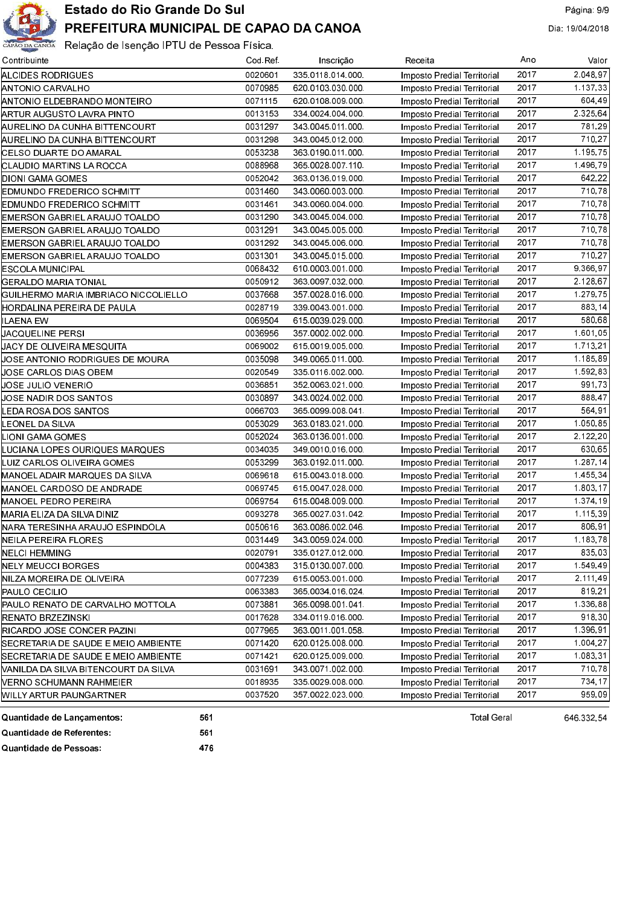# Estado do Rio Grande Do Sul

## PREFEITURA MUNICIPAL DE CAPAO DA CANOA

Dia: 19/04/2018

Relação de Isenção IPTU de Pessoa Física.

| Contribuinte | Cod.Ref. | Inscrição | Receita | Ano | Valor |
|---|---|---|---|---|---|
| ALCIDES RODRIGUES | 0020601 | 335.0118.014.000. | Imposto Predial Territorial | 2017 | 2.048,97 |
| ANTONIO CARVALHO | 0070985 | 620.0103.030.000. | Imposto Predial Territorial | 2017 | 1.137,33 |
| ANTONIO ELDEBRANDO MONTEIRO | 0071115 | 620.0108.009.000. | Imposto Predial Territorial | 2017 | 604,49 |
| ARTUR AUGUSTO LAVRA PINTO | 0013153 | 334.0024.004.000. | Imposto Predial Territorial | 2017 | 2.325,64 |
| AURELINO DA CUNHA BITTENCOURT | 0031297 | 343.0045.011.000. | Imposto Predial Territorial | 2017 | 781,29 |
| AURELINO DA CUNHA BITTENCOURT | 0031298 | 343.0045.012.000. | Imposto Predial Territorial | 2017 | 710,27 |
| CELSO DUARTE DO AMARAL | 0053238 | 363.0190.011.000. | Imposto Predial Territorial | 2017 | 1.195,75 |
| CLAUDIO MARTINS LA ROCCA | 0088968 | 365.0028.007.110. | Imposto Predial Territorial | 2017 | 1.496,79 |
| DIONI GAMA GOMES | 0052042 | 363.0136.019.000. | Imposto Predial Territorial | 2017 | 642,22 |
| EDMUNDO FREDERICO SCHMITT | 0031460 | 343.0060.003.000. | Imposto Predial Territorial | 2017 | 710,78 |
| EDMUNDO FREDERICO SCHMITT | 0031461 | 343.0060.004.000. | Imposto Predial Territorial | 2017 | 710,78 |
| EMERSON GABRIEL ARAUJO TOALDO | 0031290 | 343.0045.004.000. | Imposto Predial Territorial | 2017 | 710,78 |
| EMERSON GABRIEL ARAUJO TOALDO | 0031291 | 343.0045.005.000. | Imposto Predial Territorial | 2017 | 710,78 |
| EMERSON GABRIEL ARAUJO TOALDO | 0031292 | 343.0045.006.000. | Imposto Predial Territorial | 2017 | 710,78 |
| EMERSON GABRIEL ARAUJO TOALDO | 0031301 | 343.0045.015.000. | Imposto Predial Territorial | 2017 | 710,27 |
| ESCOLA MUNICIPAL | 0068432 | 610.0003.001.000. | Imposto Predial Territorial | 2017 | 9.366,97 |
| GERALDO MARIA TONIAL | 0050912 | 363.0097.032.000. | Imposto Predial Territorial | 2017 | 2.128,67 |
| GUILHERMO MARIA IMBRIACO NICCOLIELLO | 0037668 | 357.0028.016.000. | Imposto Predial Territorial | 2017 | 1.279,75 |
| HORDALINA PEREIRA DE PAULA | 0028719 | 339.0043.001.000. | Imposto Predial Territorial | 2017 | 883,14 |
| ILAENA EW | 0069504 | 615.0039.029.000. | Imposto Predial Territorial | 2017 | 580,68 |
| JACQUELINE PERSI | 0036956 | 357.0002.002.000. | Imposto Predial Territorial | 2017 | 1.601,05 |
| JACY DE OLIVEIRA MESQUITA | 0069002 | 615.0019.005.000. | Imposto Predial Territorial | 2017 | 1.713,21 |
| JOSE ANTONIO RODRIGUES DE MOURA | 0035098 | 349.0065.011.000. | Imposto Predial Territorial | 2017 | 1.185,89 |
| JOSE CARLOS DIAS OBEM | 0020549 | 335.0116.002.000. | Imposto Predial Territorial | 2017 | 1.592,83 |
| JOSE JULIO VENERIO | 0036851 | 352.0063.021.000. | Imposto Predial Territorial | 2017 | 991,73 |
| JOSE NADIR DOS SANTOS | 0030897 | 343.0024.002.000. | Imposto Predial Territorial | 2017 | 888,47 |
| LEDA ROSA DOS SANTOS | 0066703 | 365.0099.008.041. | Imposto Predial Territorial | 2017 | 564,91 |
| LEONEL DA SILVA | 0053029 | 363.0183.021.000. | Imposto Predial Territorial | 2017 | 1.050,85 |
| LIONI GAMA GOMES | 0052024 | 363.0136.001.000. | Imposto Predial Territorial | 2017 | 2.122,20 |
| LUCIANA LOPES OURIQUES MARQUES | 0034035 | 349.0010.016.000. | Imposto Predial Territorial | 2017 | 630,65 |
| LUIZ CARLOS OLIVEIRA GOMES | 0053299 | 363.0192.011.000. | Imposto Predial Territorial | 2017 | 1.287,14 |
| MANOEL ADAIR MARQUES DA SILVA | 0069618 | 615.0043.018.000. | Imposto Predial Territorial | 2017 | 1.455,34 |
| MANOEL CARDOSO DE ANDRADE | 0069745 | 615.0047.028.000. | Imposto Predial Territorial | 2017 | 1.803,17 |
| MANOEL PEDRO PEREIRA | 0069754 | 615.0048.009.000. | Imposto Predial Territorial | 2017 | 1.374,19 |
| MARIA ELIZA DA SILVA DINIZ | 0093278 | 365.0027.031.042. | Imposto Predial Territorial | 2017 | 1.115,39 |
| NARA TERESINHA ARAUJO ESPINDOLA | 0050616 | 363.0086.002.046. | Imposto Predial Territorial | 2017 | 806,91 |
| NEILA PEREIRA FLORES | 0031449 | 343.0059.024.000. | Imposto Predial Territorial | 2017 | 1.183,78 |
| NELCI HEMMING | 0020791 | 335.0127.012.000. | Imposto Predial Territorial | 2017 | 835,03 |
| NELY MEUCCI BORGES | 0004383 | 315.0130.007.000. | Imposto Predial Territorial | 2017 | 1.549,49 |
| NILZA MOREIRA DE OLIVEIRA | 0077239 | 615.0053.001.000. | Imposto Predial Territorial | 2017 | 2.111,49 |
| PAULO CECILIO | 0063383 | 365.0034.016.024. | Imposto Predial Territorial | 2017 | 819,21 |
| PAULO RENATO DE CARVALHO MOTTOLA | 0073881 | 365.0098.001.041. | Imposto Predial Territorial | 2017 | 1.336,88 |
| RENATO BRZEZINSKI | 0017628 | 334.0119.016.000. | Imposto Predial Territorial | 2017 | 918,30 |
| RICARDO JOSE CONCER PAZINI | 0077965 | 363.0011.001.058. | Imposto Predial Territorial | 2017 | 1.396,91 |
| SECRETARIA DE SAUDE E MEIO AMBIENTE | 0071420 | 620.0125.008.000. | Imposto Predial Territorial | 2017 | 1.004,27 |
| SECRETARIA DE SAUDE E MEIO AMBIENTE | 0071421 | 620.0125.009.000. | Imposto Predial Territorial | 2017 | 1.083,31 |
| VANILDA DA SILVA BITENCOURT DA SILVA | 0031691 | 343.0071.002.000. | Imposto Predial Territorial | 2017 | 710,78 |
| VERNO SCHUMANN RAHMEIER | 0018935 | 335.0029.008.000. | Imposto Predial Territorial | 2017 | 734,17 |
| WILLY ARTUR PAUNGARTNER | 0037520 | 357.0022.023.000. | Imposto Predial Territorial | 2017 | 959,09 |

**Quantidade de Lançamentos:** 561

**Quantidade de Referentes:** 561

**Quantidade de Pessoas:** 476

Total Geral 646.332,54